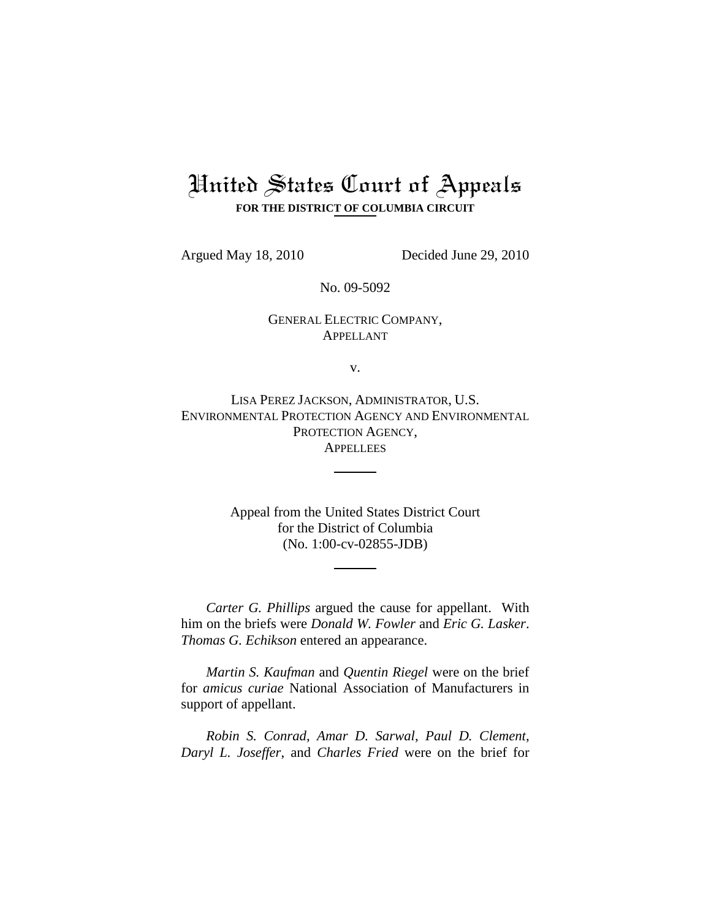# United States Court of Appeals

**FOR THE DISTRICT OF COLUMBIA CIRCUIT**

Argued May 18, 2010 Decided June 29, 2010

No. 09-5092

GENERAL ELECTRIC COMPANY,
APPELLANT

v.

LISA PEREZ JACKSON, ADMINISTRATOR, U.S. ENVIRONMENTAL PROTECTION AGENCY AND ENVIRONMENTAL PROTECTION AGENCY,
APPELLEES

---

Appeal from the United States District Court
for the District of Columbia
(No. 1:00-cv-02855-JDB)

---

*Carter G. Phillips* argued the cause for appellant. With him on the briefs were *Donald W. Fowler* and *Eric G. Lasker*. *Thomas G. Echikson* entered an appearance.

*Martin S. Kaufman* and *Quentin Riegel* were on the brief for *amicus curiae* National Association of Manufacturers in support of appellant.

*Robin S. Conrad*, *Amar D. Sarwal*, *Paul D. Clement*, *Daryl L. Joseffer*, and *Charles Fried* were on the brief for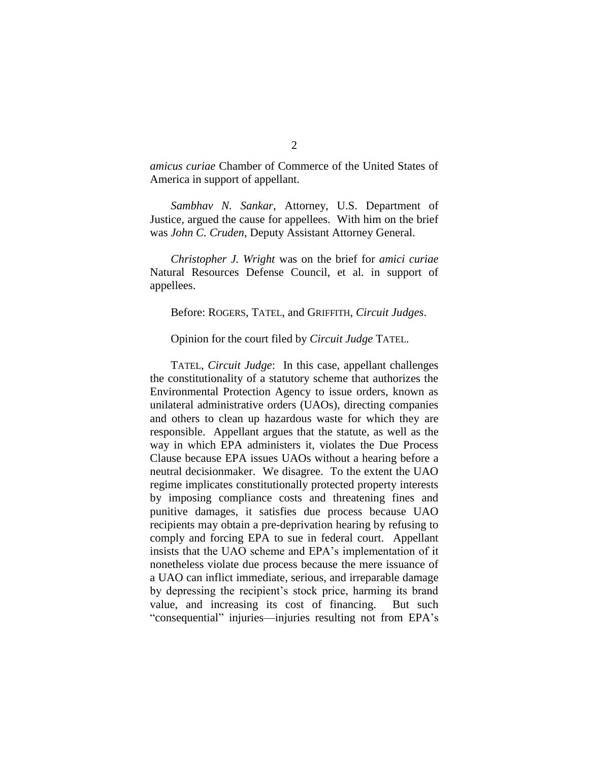*amicus curiae* Chamber of Commerce of the United States of America in support of appellant.

*Sambhav N. Sankar*, Attorney, U.S. Department of Justice, argued the cause for appellees. With him on the brief was *John C. Cruden*, Deputy Assistant Attorney General.

*Christopher J. Wright* was on the brief for *amici curiae* Natural Resources Defense Council, et al. in support of appellees.

Before: ROGERS, TATEL, and GRIFFITH, *Circuit Judges*.

Opinion for the court filed by *Circuit Judge* TATEL.

TATEL, *Circuit Judge*: In this case, appellant challenges the constitutionality of a statutory scheme that authorizes the Environmental Protection Agency to issue orders, known as unilateral administrative orders (UAOs), directing companies and others to clean up hazardous waste for which they are responsible. Appellant argues that the statute, as well as the way in which EPA administers it, violates the Due Process Clause because EPA issues UAOs without a hearing before a neutral decisionmaker. We disagree. To the extent the UAO regime implicates constitutionally protected property interests by imposing compliance costs and threatening fines and punitive damages, it satisfies due process because UAO recipients may obtain a pre-deprivation hearing by refusing to comply and forcing EPA to sue in federal court. Appellant insists that the UAO scheme and EPA's implementation of it nonetheless violate due process because the mere issuance of a UAO can inflict immediate, serious, and irreparable damage by depressing the recipient's stock price, harming its brand value, and increasing its cost of financing. But such "consequential" injuries—injuries resulting not from EPA's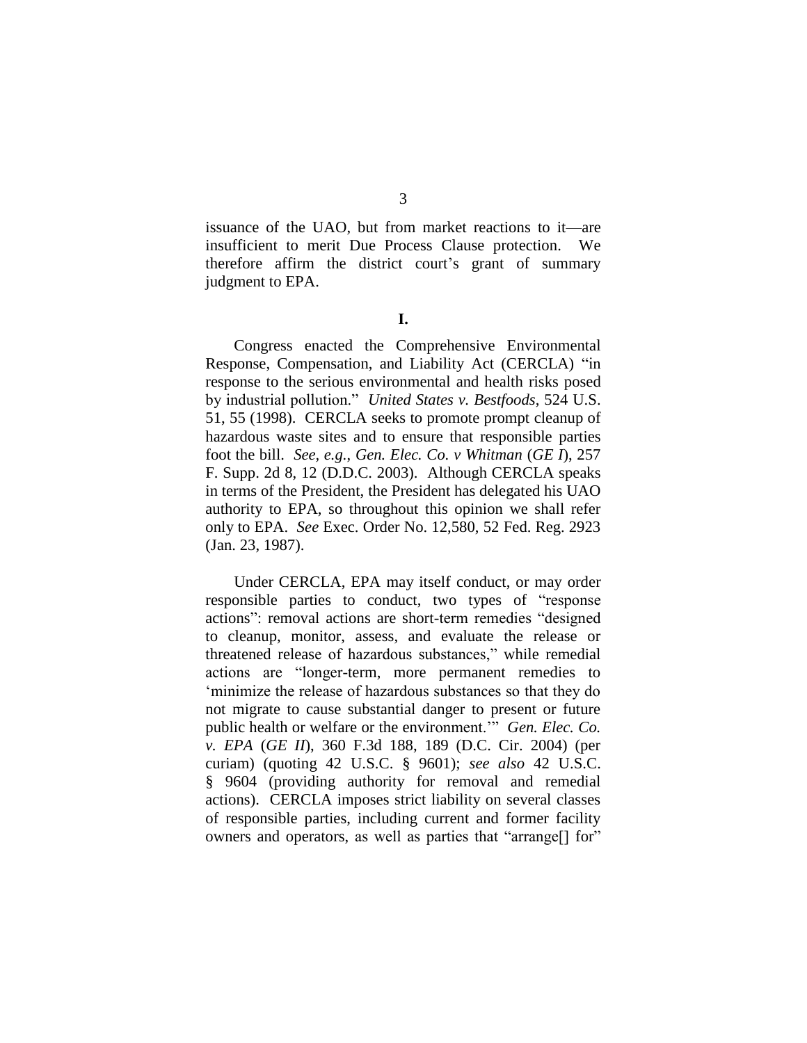issuance of the UAO, but from market reactions to it—are insufficient to merit Due Process Clause protection. We therefore affirm the district court's grant of summary judgment to EPA.

**I.**

Congress enacted the Comprehensive Environmental Response, Compensation, and Liability Act (CERCLA) "in response to the serious environmental and health risks posed by industrial pollution." *United States v. Bestfoods*, 524 U.S. 51, 55 (1998). CERCLA seeks to promote prompt cleanup of hazardous waste sites and to ensure that responsible parties foot the bill. *See, e.g.*, *Gen. Elec. Co. v Whitman* (*GE I*), 257 F. Supp. 2d 8, 12 (D.D.C. 2003). Although CERCLA speaks in terms of the President, the President has delegated his UAO authority to EPA, so throughout this opinion we shall refer only to EPA. *See* Exec. Order No. 12,580, 52 Fed. Reg. 2923 (Jan. 23, 1987).

Under CERCLA, EPA may itself conduct, or may order responsible parties to conduct, two types of "response actions": removal actions are short-term remedies "designed to cleanup, monitor, assess, and evaluate the release or threatened release of hazardous substances," while remedial actions are "longer-term, more permanent remedies to 'minimize the release of hazardous substances so that they do not migrate to cause substantial danger to present or future public health or welfare or the environment.'" *Gen. Elec. Co. v. EPA* (*GE II*), 360 F.3d 188, 189 (D.C. Cir. 2004) (per curiam) (quoting 42 U.S.C. § 9601); *see also* 42 U.S.C. § 9604 (providing authority for removal and remedial actions). CERCLA imposes strict liability on several classes of responsible parties, including current and former facility owners and operators, as well as parties that "arrange[] for"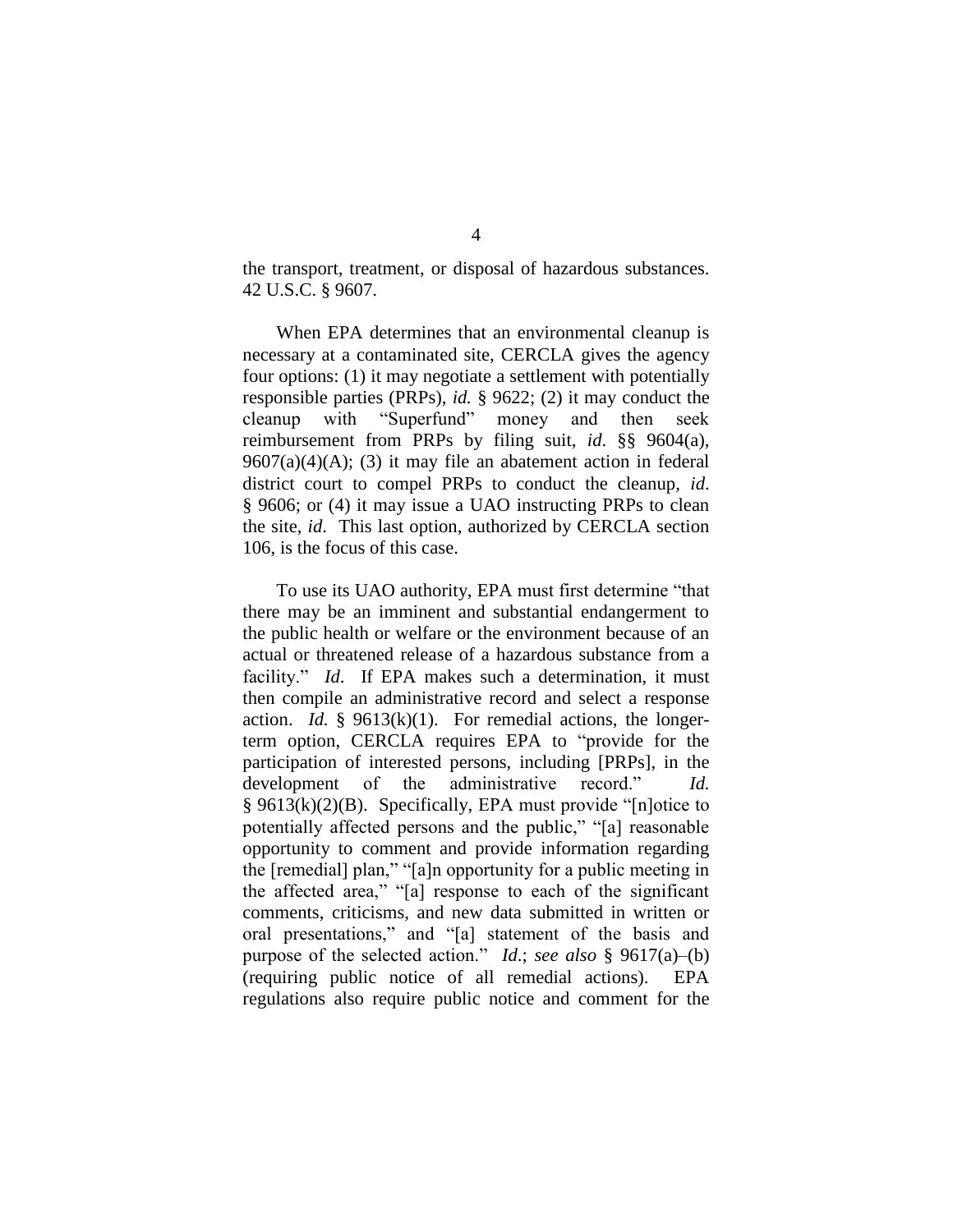the transport, treatment, or disposal of hazardous substances. 42 U.S.C. § 9607.

When EPA determines that an environmental cleanup is necessary at a contaminated site, CERCLA gives the agency four options: (1) it may negotiate a settlement with potentially responsible parties (PRPs), *id.* § 9622; (2) it may conduct the cleanup with "Superfund" money and then seek reimbursement from PRPs by filing suit, *id*. §§ 9604(a), 9607(a)(4)(A); (3) it may file an abatement action in federal district court to compel PRPs to conduct the cleanup, *id*. § 9606; or (4) it may issue a UAO instructing PRPs to clean the site, *id*. This last option, authorized by CERCLA section 106, is the focus of this case.

To use its UAO authority, EPA must first determine "that there may be an imminent and substantial endangerment to the public health or welfare or the environment because of an actual or threatened release of a hazardous substance from a facility." *Id*. If EPA makes such a determination, it must then compile an administrative record and select a response action. *Id.* § 9613(k)(1). For remedial actions, the longer-term option, CERCLA requires EPA to "provide for the participation of interested persons, including [PRPs], in the development of the administrative record." *Id.* § 9613(k)(2)(B). Specifically, EPA must provide "[n]otice to potentially affected persons and the public," "[a] reasonable opportunity to comment and provide information regarding the [remedial] plan," "[a]n opportunity for a public meeting in the affected area," "[a] response to each of the significant comments, criticisms, and new data submitted in written or oral presentations," and "[a] statement of the basis and purpose of the selected action." *Id.*; *see also* § 9617(a)–(b) (requiring public notice of all remedial actions). EPA regulations also require public notice and comment for the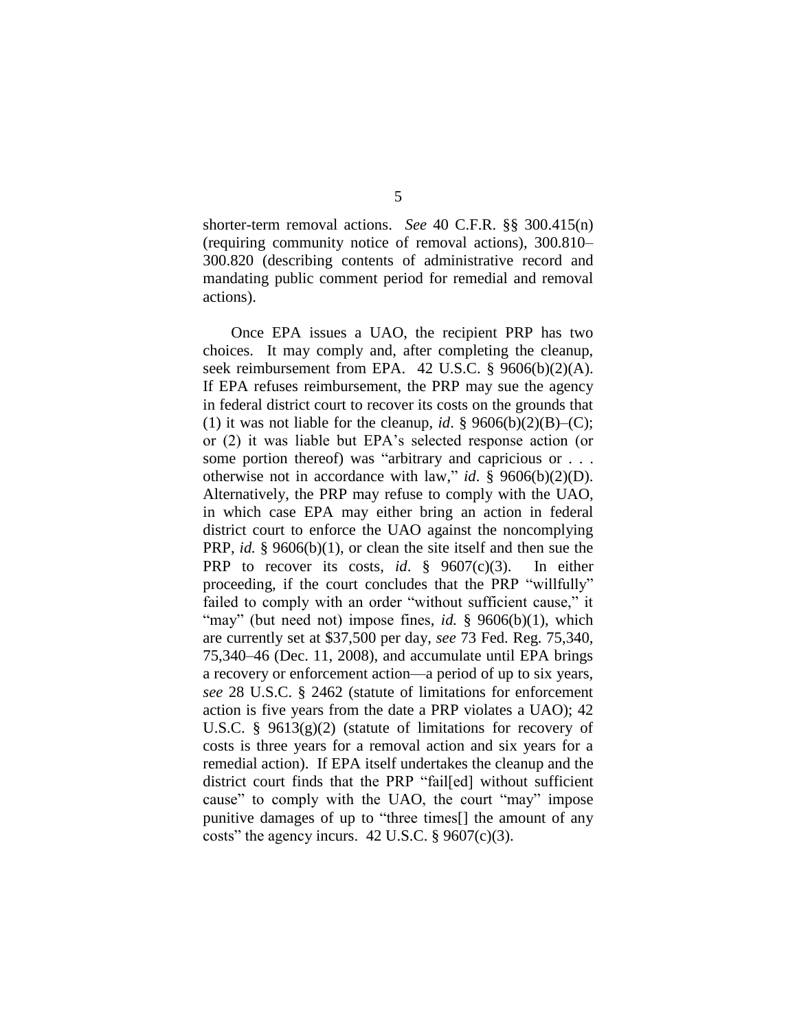shorter-term removal actions. *See* 40 C.F.R. §§ 300.415(n) (requiring community notice of removal actions), 300.810–300.820 (describing contents of administrative record and mandating public comment period for remedial and removal actions).

Once EPA issues a UAO, the recipient PRP has two choices. It may comply and, after completing the cleanup, seek reimbursement from EPA. 42 U.S.C. § 9606(b)(2)(A). If EPA refuses reimbursement, the PRP may sue the agency in federal district court to recover its costs on the grounds that (1) it was not liable for the cleanup, *id*. § 9606(b)(2)(B)–(C); or (2) it was liable but EPA's selected response action (or some portion thereof) was "arbitrary and capricious or . . . otherwise not in accordance with law," *id*. § 9606(b)(2)(D). Alternatively, the PRP may refuse to comply with the UAO, in which case EPA may either bring an action in federal district court to enforce the UAO against the noncomplying PRP, *id.* § 9606(b)(1), or clean the site itself and then sue the PRP to recover its costs, *id*. § 9607(c)(3). In either proceeding, if the court concludes that the PRP "willfully" failed to comply with an order "without sufficient cause," it "may" (but need not) impose fines, *id.* § 9606(b)(1), which are currently set at $37,500 per day, *see* 73 Fed. Reg. 75,340, 75,340–46 (Dec. 11, 2008), and accumulate until EPA brings a recovery or enforcement action—a period of up to six years, *see* 28 U.S.C. § 2462 (statute of limitations for enforcement action is five years from the date a PRP violates a UAO); 42 U.S.C. § 9613(g)(2) (statute of limitations for recovery of costs is three years for a removal action and six years for a remedial action). If EPA itself undertakes the cleanup and the district court finds that the PRP "fail[ed] without sufficient cause" to comply with the UAO, the court "may" impose punitive damages of up to "three times[] the amount of any costs" the agency incurs. 42 U.S.C. § 9607(c)(3).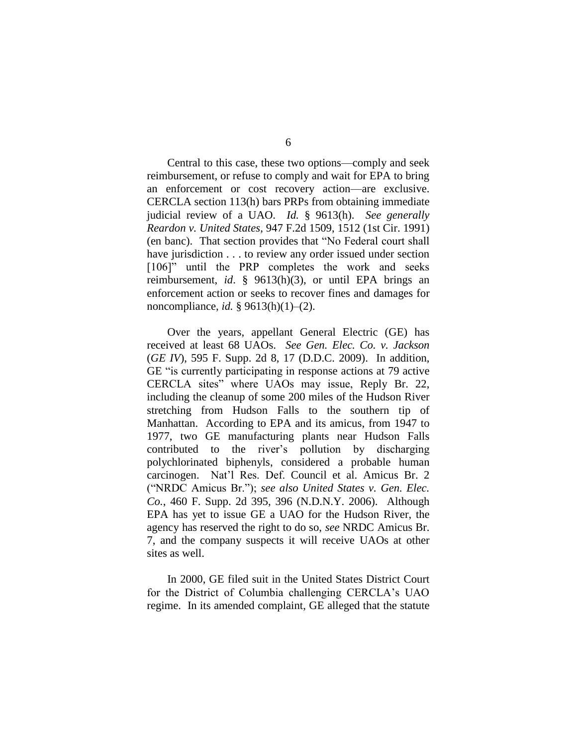Central to this case, these two options—comply and seek reimbursement, or refuse to comply and wait for EPA to bring an enforcement or cost recovery action—are exclusive. CERCLA section 113(h) bars PRPs from obtaining immediate judicial review of a UAO. *Id.* § 9613(h). *See generally Reardon v. United States*, 947 F.2d 1509, 1512 (1st Cir. 1991) (en banc). That section provides that "No Federal court shall have jurisdiction . . . to review any order issued under section [106]" until the PRP completes the work and seeks reimbursement, *id*. § 9613(h)(3), or until EPA brings an enforcement action or seeks to recover fines and damages for noncompliance, *id.* § 9613(h)(1)–(2).

Over the years, appellant General Electric (GE) has received at least 68 UAOs. *See Gen. Elec. Co. v. Jackson* (*GE IV*), 595 F. Supp. 2d 8, 17 (D.D.C. 2009). In addition, GE "is currently participating in response actions at 79 active CERCLA sites" where UAOs may issue, Reply Br. 22, including the cleanup of some 200 miles of the Hudson River stretching from Hudson Falls to the southern tip of Manhattan. According to EPA and its amicus, from 1947 to 1977, two GE manufacturing plants near Hudson Falls contributed to the river's pollution by discharging polychlorinated biphenyls, considered a probable human carcinogen. Nat'l Res. Def. Council et al. Amicus Br. 2 ("NRDC Amicus Br."); *see also United States v. Gen. Elec. Co.*, 460 F. Supp. 2d 395, 396 (N.D.N.Y. 2006). Although EPA has yet to issue GE a UAO for the Hudson River, the agency has reserved the right to do so, *see* NRDC Amicus Br. 7, and the company suspects it will receive UAOs at other sites as well.

In 2000, GE filed suit in the United States District Court for the District of Columbia challenging CERCLA's UAO regime. In its amended complaint, GE alleged that the statute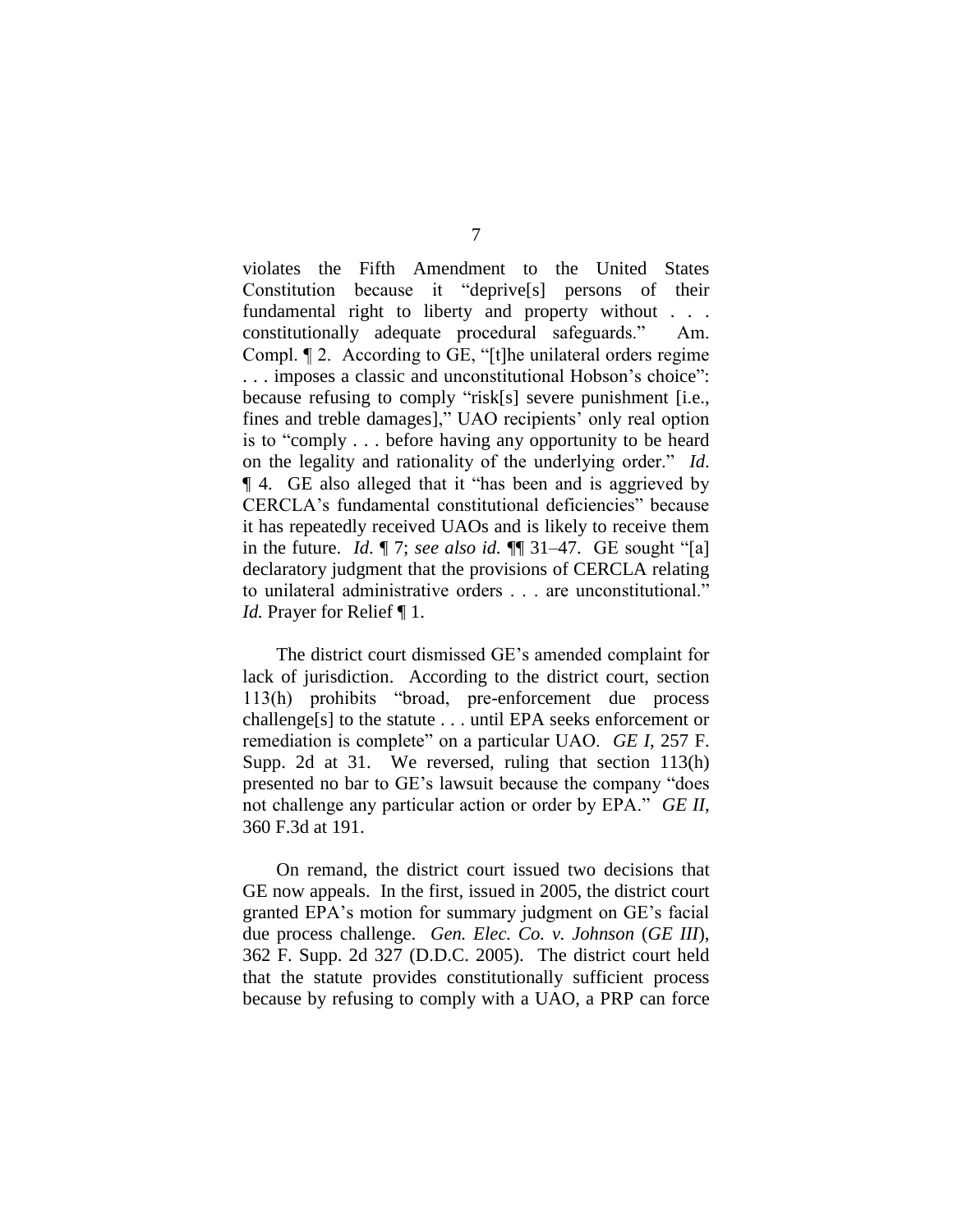violates the Fifth Amendment to the United States Constitution because it "deprive[s] persons of their fundamental right to liberty and property without . . . constitutionally adequate procedural safeguards." Am. Compl. ¶ 2. According to GE, "[t]he unilateral orders regime . . . imposes a classic and unconstitutional Hobson's choice": because refusing to comply "risk[s] severe punishment [i.e., fines and treble damages]," UAO recipients' only real option is to "comply . . . before having any opportunity to be heard on the legality and rationality of the underlying order." *Id.* ¶ 4. GE also alleged that it "has been and is aggrieved by CERCLA's fundamental constitutional deficiencies" because it has repeatedly received UAOs and is likely to receive them in the future. *Id.* ¶ 7; *see also id.* ¶¶ 31–47. GE sought "[a] declaratory judgment that the provisions of CERCLA relating to unilateral administrative orders . . . are unconstitutional." *Id.* Prayer for Relief ¶ 1.

The district court dismissed GE's amended complaint for lack of jurisdiction. According to the district court, section 113(h) prohibits "broad, pre-enforcement due process challenge[s] to the statute . . . until EPA seeks enforcement or remediation is complete" on a particular UAO. *GE I*, 257 F. Supp. 2d at 31. We reversed, ruling that section 113(h) presented no bar to GE's lawsuit because the company "does not challenge any particular action or order by EPA." *GE II*, 360 F.3d at 191.

On remand, the district court issued two decisions that GE now appeals. In the first, issued in 2005, the district court granted EPA's motion for summary judgment on GE's facial due process challenge. *Gen. Elec. Co. v. Johnson* (*GE III*), 362 F. Supp. 2d 327 (D.D.C. 2005). The district court held that the statute provides constitutionally sufficient process because by refusing to comply with a UAO, a PRP can force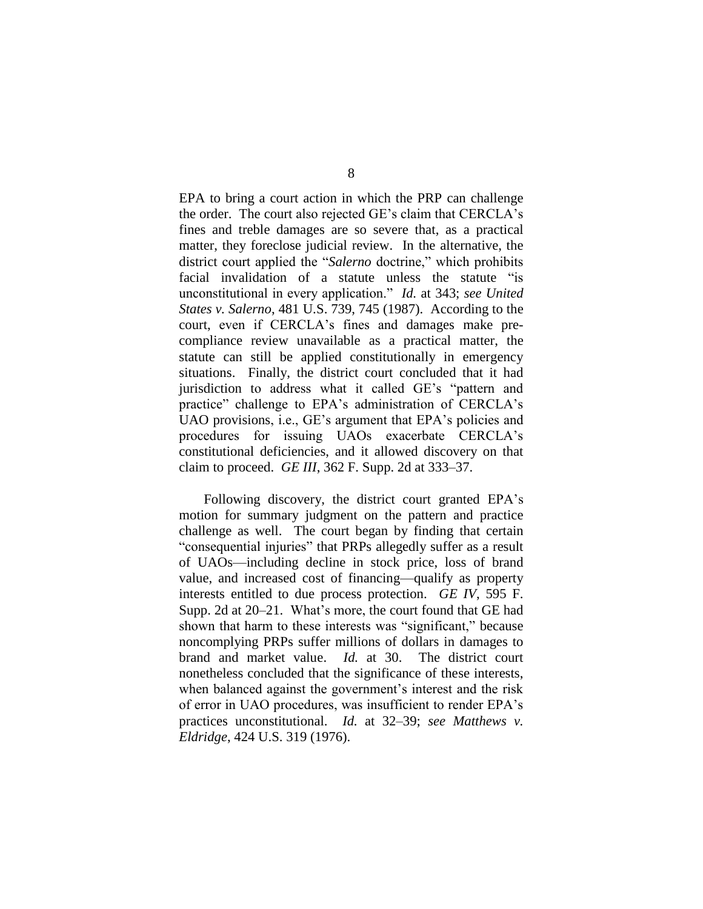EPA to bring a court action in which the PRP can challenge the order. The court also rejected GE's claim that CERCLA's fines and treble damages are so severe that, as a practical matter, they foreclose judicial review. In the alternative, the district court applied the "*Salerno* doctrine," which prohibits facial invalidation of a statute unless the statute "is unconstitutional in every application." *Id.* at 343; *see United States v. Salerno*, 481 U.S. 739, 745 (1987). According to the court, even if CERCLA's fines and damages make pre-compliance review unavailable as a practical matter, the statute can still be applied constitutionally in emergency situations. Finally, the district court concluded that it had jurisdiction to address what it called GE's "pattern and practice" challenge to EPA's administration of CERCLA's UAO provisions, i.e., GE's argument that EPA's policies and procedures for issuing UAOs exacerbate CERCLA's constitutional deficiencies, and it allowed discovery on that claim to proceed. *GE III*, 362 F. Supp. 2d at 333–37.

Following discovery, the district court granted EPA's motion for summary judgment on the pattern and practice challenge as well. The court began by finding that certain "consequential injuries" that PRPs allegedly suffer as a result of UAOs—including decline in stock price, loss of brand value, and increased cost of financing—qualify as property interests entitled to due process protection. *GE IV*, 595 F. Supp. 2d at 20–21. What's more, the court found that GE had shown that harm to these interests was "significant," because noncomplying PRPs suffer millions of dollars in damages to brand and market value. *Id.* at 30. The district court nonetheless concluded that the significance of these interests, when balanced against the government's interest and the risk of error in UAO procedures, was insufficient to render EPA's practices unconstitutional. *Id.* at 32–39; *see Matthews v. Eldridge*, 424 U.S. 319 (1976).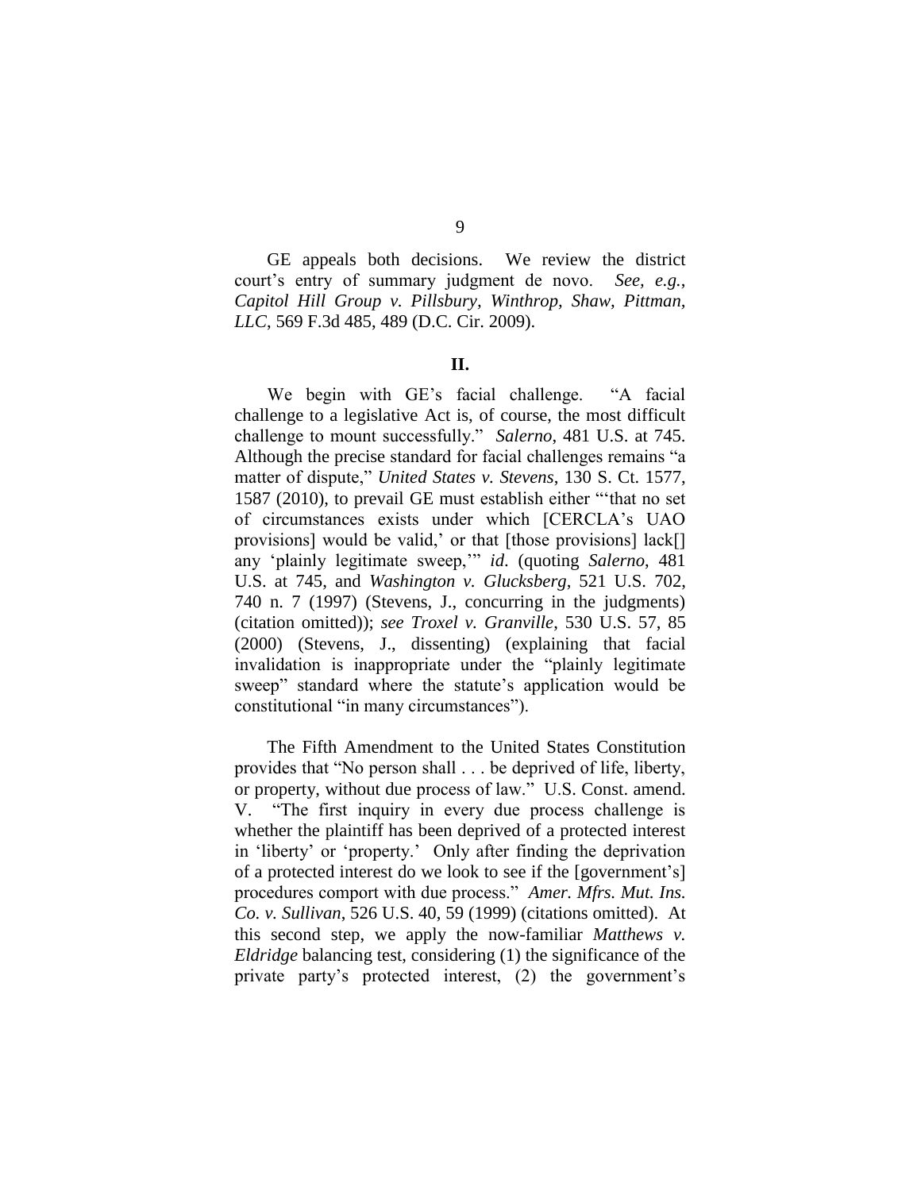GE appeals both decisions. We review the district court's entry of summary judgment de novo. *See, e.g.*, *Capitol Hill Group v. Pillsbury, Winthrop, Shaw, Pittman, LLC*, 569 F.3d 485, 489 (D.C. Cir. 2009).

## II.

We begin with GE's facial challenge. "A facial challenge to a legislative Act is, of course, the most difficult challenge to mount successfully." *Salerno*, 481 U.S. at 745. Although the precise standard for facial challenges remains "a matter of dispute," *United States v. Stevens*, 130 S. Ct. 1577, 1587 (2010), to prevail GE must establish either "'that no set of circumstances exists under which [CERCLA's UAO provisions] would be valid,' or that [those provisions] lack[] any 'plainly legitimate sweep,'" *id.* (quoting *Salerno*, 481 U.S. at 745, and *Washington v. Glucksberg*, 521 U.S. 702, 740 n. 7 (1997) (Stevens, J., concurring in the judgments) (citation omitted)); *see Troxel v. Granville*, 530 U.S. 57, 85 (2000) (Stevens, J., dissenting) (explaining that facial invalidation is inappropriate under the "plainly legitimate sweep" standard where the statute's application would be constitutional "in many circumstances").

The Fifth Amendment to the United States Constitution provides that "No person shall . . . be deprived of life, liberty, or property, without due process of law." U.S. Const. amend. V. "The first inquiry in every due process challenge is whether the plaintiff has been deprived of a protected interest in 'liberty' or 'property.' Only after finding the deprivation of a protected interest do we look to see if the [government's] procedures comport with due process." *Amer. Mfrs. Mut. Ins. Co. v. Sullivan*, 526 U.S. 40, 59 (1999) (citations omitted). At this second step, we apply the now-familiar *Matthews v. Eldridge* balancing test, considering (1) the significance of the private party's protected interest, (2) the government's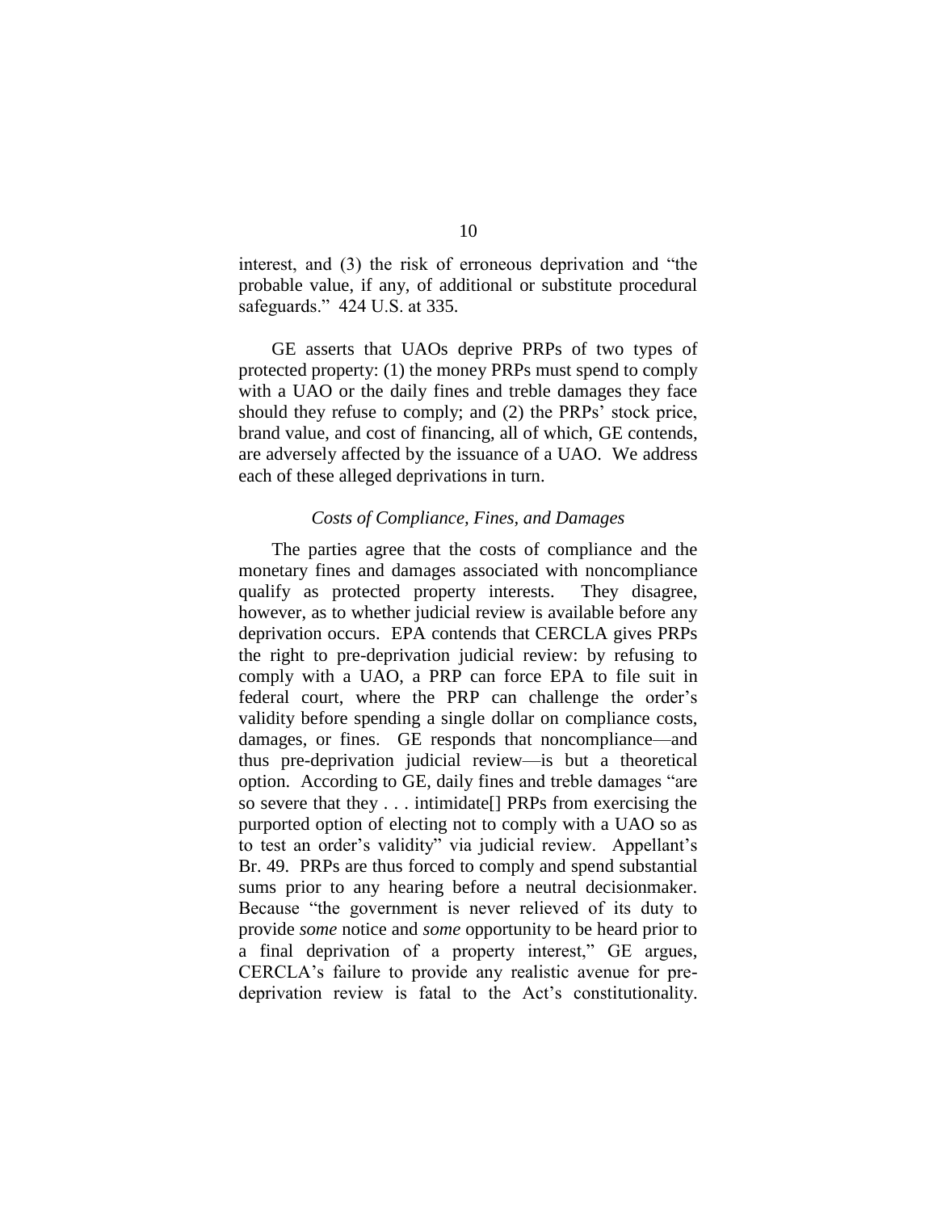interest, and (3) the risk of erroneous deprivation and "the probable value, if any, of additional or substitute procedural safeguards." 424 U.S. at 335.

GE asserts that UAOs deprive PRPs of two types of protected property: (1) the money PRPs must spend to comply with a UAO or the daily fines and treble damages they face should they refuse to comply; and (2) the PRPs' stock price, brand value, and cost of financing, all of which, GE contends, are adversely affected by the issuance of a UAO. We address each of these alleged deprivations in turn.

*Costs of Compliance, Fines, and Damages*

The parties agree that the costs of compliance and the monetary fines and damages associated with noncompliance qualify as protected property interests. They disagree, however, as to whether judicial review is available before any deprivation occurs. EPA contends that CERCLA gives PRPs the right to pre-deprivation judicial review: by refusing to comply with a UAO, a PRP can force EPA to file suit in federal court, where the PRP can challenge the order's validity before spending a single dollar on compliance costs, damages, or fines. GE responds that noncompliance—and thus pre-deprivation judicial review—is but a theoretical option. According to GE, daily fines and treble damages "are so severe that they . . . intimidate[] PRPs from exercising the purported option of electing not to comply with a UAO so as to test an order's validity" via judicial review. Appellant's Br. 49. PRPs are thus forced to comply and spend substantial sums prior to any hearing before a neutral decisionmaker. Because "the government is never relieved of its duty to provide *some* notice and *some* opportunity to be heard prior to a final deprivation of a property interest," GE argues, CERCLA's failure to provide any realistic avenue for pre-deprivation review is fatal to the Act's constitutionality.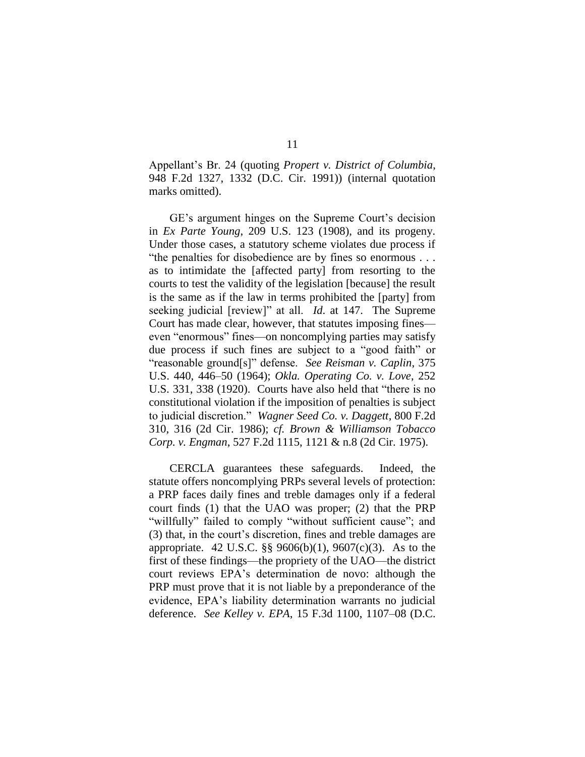Appellant's Br. 24 (quoting *Propert v. District of Columbia*, 948 F.2d 1327, 1332 (D.C. Cir. 1991)) (internal quotation marks omitted).

GE's argument hinges on the Supreme Court's decision in *Ex Parte Young*, 209 U.S. 123 (1908), and its progeny. Under those cases, a statutory scheme violates due process if "the penalties for disobedience are by fines so enormous . . . as to intimidate the [affected party] from resorting to the courts to test the validity of the legislation [because] the result is the same as if the law in terms prohibited the [party] from seeking judicial [review]" at all. *Id*. at 147. The Supreme Court has made clear, however, that statutes imposing fines—even "enormous" fines—on noncomplying parties may satisfy due process if such fines are subject to a "good faith" or "reasonable ground[s]" defense. *See Reisman v. Caplin*, 375 U.S. 440, 446–50 (1964); *Okla. Operating Co. v. Love*, 252 U.S. 331, 338 (1920). Courts have also held that "there is no constitutional violation if the imposition of penalties is subject to judicial discretion." *Wagner Seed Co. v. Daggett*, 800 F.2d 310, 316 (2d Cir. 1986); *cf. Brown & Williamson Tobacco Corp. v. Engman*, 527 F.2d 1115, 1121 & n.8 (2d Cir. 1975).

CERCLA guarantees these safeguards. Indeed, the statute offers noncomplying PRPs several levels of protection: a PRP faces daily fines and treble damages only if a federal court finds (1) that the UAO was proper; (2) that the PRP "willfully" failed to comply "without sufficient cause"; and (3) that, in the court's discretion, fines and treble damages are appropriate. 42 U.S.C. §§ 9606(b)(1), 9607(c)(3). As to the first of these findings—the propriety of the UAO—the district court reviews EPA's determination de novo: although the PRP must prove that it is not liable by a preponderance of the evidence, EPA's liability determination warrants no judicial deference. *See Kelley v. EPA*, 15 F.3d 1100, 1107–08 (D.C.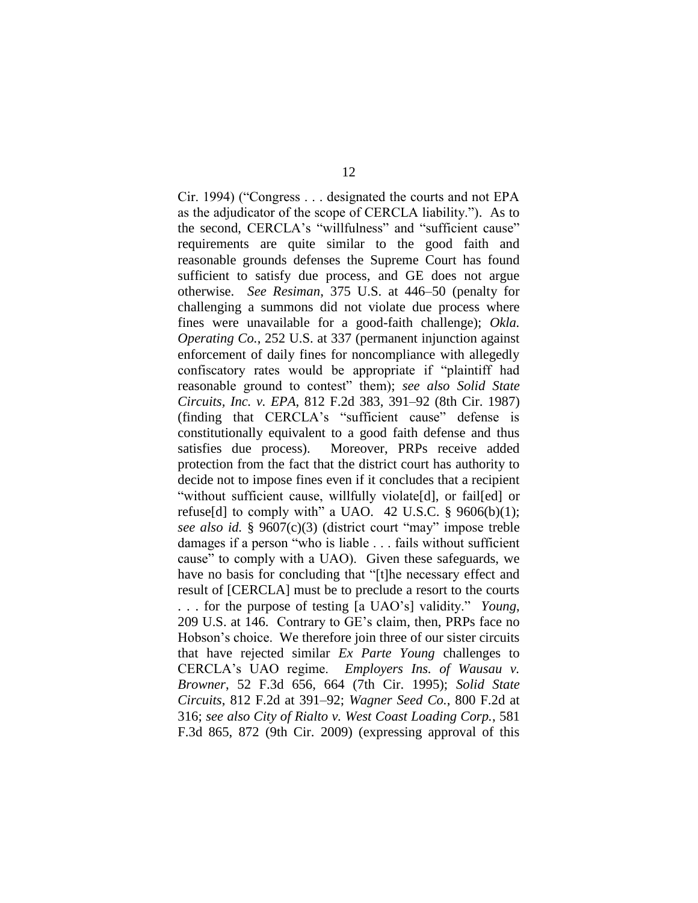Cir. 1994) ("Congress . . . designated the courts and not EPA as the adjudicator of the scope of CERCLA liability."). As to the second, CERCLA's "willfulness" and "sufficient cause" requirements are quite similar to the good faith and reasonable grounds defenses the Supreme Court has found sufficient to satisfy due process, and GE does not argue otherwise. *See Resiman*, 375 U.S. at 446–50 (penalty for challenging a summons did not violate due process where fines were unavailable for a good-faith challenge); *Okla. Operating Co.*, 252 U.S. at 337 (permanent injunction against enforcement of daily fines for noncompliance with allegedly confiscatory rates would be appropriate if "plaintiff had reasonable ground to contest" them); *see also Solid State Circuits, Inc. v. EPA*, 812 F.2d 383, 391–92 (8th Cir. 1987) (finding that CERCLA's "sufficient cause" defense is constitutionally equivalent to a good faith defense and thus satisfies due process). Moreover, PRPs receive added protection from the fact that the district court has authority to decide not to impose fines even if it concludes that a recipient "without sufficient cause, willfully violate[d], or fail[ed] or refuse[d] to comply with" a UAO. 42 U.S.C. § 9606(b)(1); *see also id.* § 9607(c)(3) (district court "may" impose treble damages if a person "who is liable . . . fails without sufficient cause" to comply with a UAO). Given these safeguards, we have no basis for concluding that "[t]he necessary effect and result of [CERCLA] must be to preclude a resort to the courts . . . for the purpose of testing [a UAO's] validity." *Young*, 209 U.S. at 146. Contrary to GE's claim, then, PRPs face no Hobson's choice. We therefore join three of our sister circuits that have rejected similar *Ex Parte Young* challenges to CERCLA's UAO regime. *Employers Ins. of Wausau v. Browner*, 52 F.3d 656, 664 (7th Cir. 1995); *Solid State Circuits*, 812 F.2d at 391–92; *Wagner Seed Co.*, 800 F.2d at 316; *see also City of Rialto v. West Coast Loading Corp.*, 581 F.3d 865, 872 (9th Cir. 2009) (expressing approval of this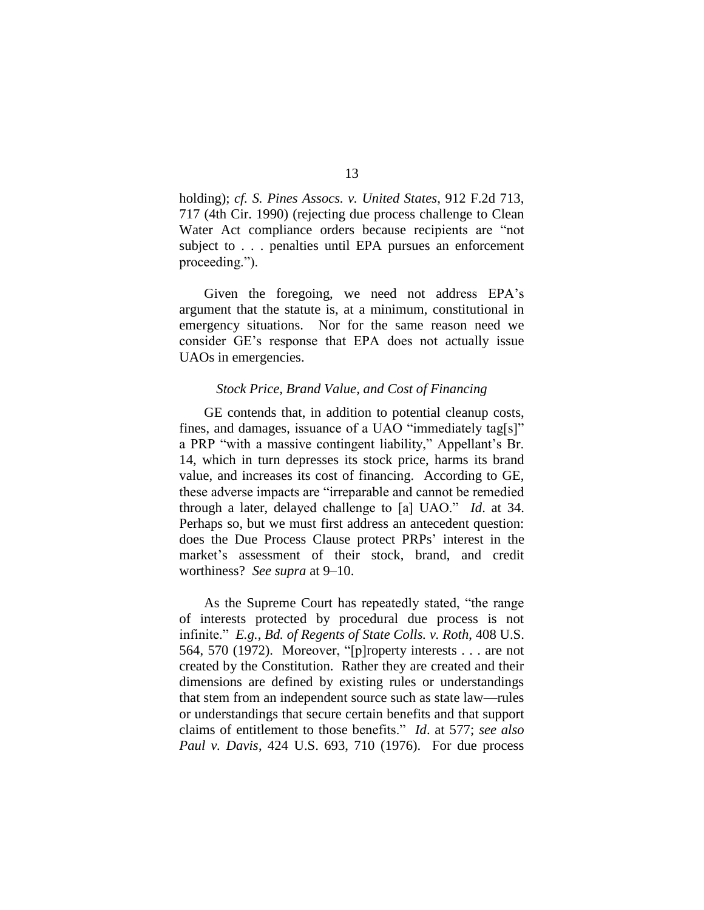holding); *cf. S. Pines Assocs. v. United States*, 912 F.2d 713, 717 (4th Cir. 1990) (rejecting due process challenge to Clean Water Act compliance orders because recipients are "not subject to . . . penalties until EPA pursues an enforcement proceeding.").

Given the foregoing, we need not address EPA's argument that the statute is, at a minimum, constitutional in emergency situations. Nor for the same reason need we consider GE's response that EPA does not actually issue UAOs in emergencies.

### *Stock Price, Brand Value, and Cost of Financing*

GE contends that, in addition to potential cleanup costs, fines, and damages, issuance of a UAO "immediately tag[s]" a PRP "with a massive contingent liability," Appellant's Br. 14, which in turn depresses its stock price, harms its brand value, and increases its cost of financing. According to GE, these adverse impacts are "irreparable and cannot be remedied through a later, delayed challenge to [a] UAO." *Id*. at 34. Perhaps so, but we must first address an antecedent question: does the Due Process Clause protect PRPs' interest in the market's assessment of their stock, brand, and credit worthiness? *See supra* at 9–10.

As the Supreme Court has repeatedly stated, "the range of interests protected by procedural due process is not infinite." *E.g.*, *Bd. of Regents of State Colls. v. Roth*, 408 U.S. 564, 570 (1972). Moreover, "[p]roperty interests . . . are not created by the Constitution. Rather they are created and their dimensions are defined by existing rules or understandings that stem from an independent source such as state law—rules or understandings that secure certain benefits and that support claims of entitlement to those benefits." *Id*. at 577; *see also Paul v. Davis*, 424 U.S. 693, 710 (1976). For due process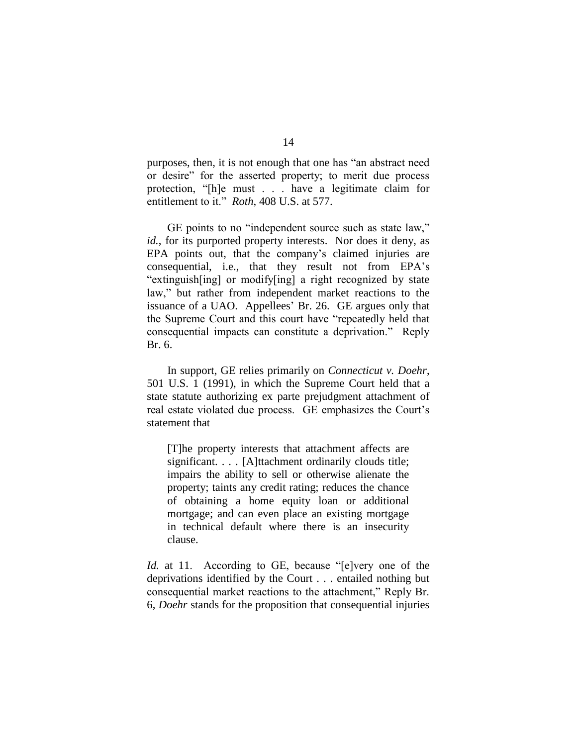purposes, then, it is not enough that one has "an abstract need or desire" for the asserted property; to merit due process protection, "[h]e must . . . have a legitimate claim for entitlement to it." *Roth*, 408 U.S. at 577.

GE points to no "independent source such as state law," *id.*, for its purported property interests. Nor does it deny, as EPA points out, that the company's claimed injuries are consequential, i.e., that they result not from EPA's "extinguish[ing] or modify[ing] a right recognized by state law," but rather from independent market reactions to the issuance of a UAO. Appellees' Br. 26. GE argues only that the Supreme Court and this court have "repeatedly held that consequential impacts can constitute a deprivation." Reply Br. 6.

In support, GE relies primarily on *Connecticut v. Doehr*, 501 U.S. 1 (1991), in which the Supreme Court held that a state statute authorizing ex parte prejudgment attachment of real estate violated due process. GE emphasizes the Court's statement that

> [T]he property interests that attachment affects are significant. . . . [A]ttachment ordinarily clouds title; impairs the ability to sell or otherwise alienate the property; taints any credit rating; reduces the chance of obtaining a home equity loan or additional mortgage; and can even place an existing mortgage in technical default where there is an insecurity clause.

*Id.* at 11. According to GE, because "[e]very one of the deprivations identified by the Court . . . entailed nothing but consequential market reactions to the attachment," Reply Br. 6, *Doehr* stands for the proposition that consequential injuries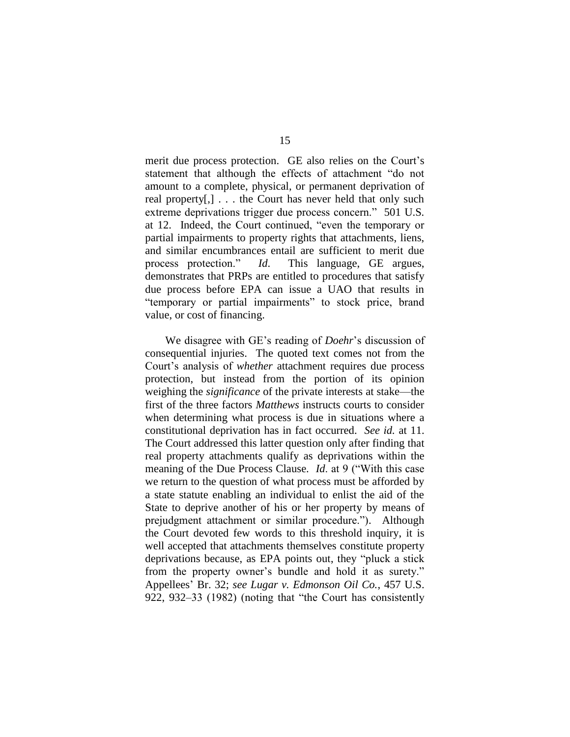merit due process protection. GE also relies on the Court's statement that although the effects of attachment "do not amount to a complete, physical, or permanent deprivation of real property[,] . . . the Court has never held that only such extreme deprivations trigger due process concern." 501 U.S. at 12. Indeed, the Court continued, "even the temporary or partial impairments to property rights that attachments, liens, and similar encumbrances entail are sufficient to merit due process protection." *Id.* This language, GE argues, demonstrates that PRPs are entitled to procedures that satisfy due process before EPA can issue a UAO that results in "temporary or partial impairments" to stock price, brand value, or cost of financing.

We disagree with GE's reading of *Doehr*'s discussion of consequential injuries. The quoted text comes not from the Court's analysis of *whether* attachment requires due process protection, but instead from the portion of its opinion weighing the *significance* of the private interests at stake—the first of the three factors *Matthews* instructs courts to consider when determining what process is due in situations where a constitutional deprivation has in fact occurred. *See id.* at 11. The Court addressed this latter question only after finding that real property attachments qualify as deprivations within the meaning of the Due Process Clause. *Id*. at 9 ("With this case we return to the question of what process must be afforded by a state statute enabling an individual to enlist the aid of the State to deprive another of his or her property by means of prejudgment attachment or similar procedure."). Although the Court devoted few words to this threshold inquiry, it is well accepted that attachments themselves constitute property deprivations because, as EPA points out, they "pluck a stick from the property owner's bundle and hold it as surety." Appellees' Br. 32; *see Lugar v. Edmonson Oil Co.*, 457 U.S. 922, 932–33 (1982) (noting that "the Court has consistently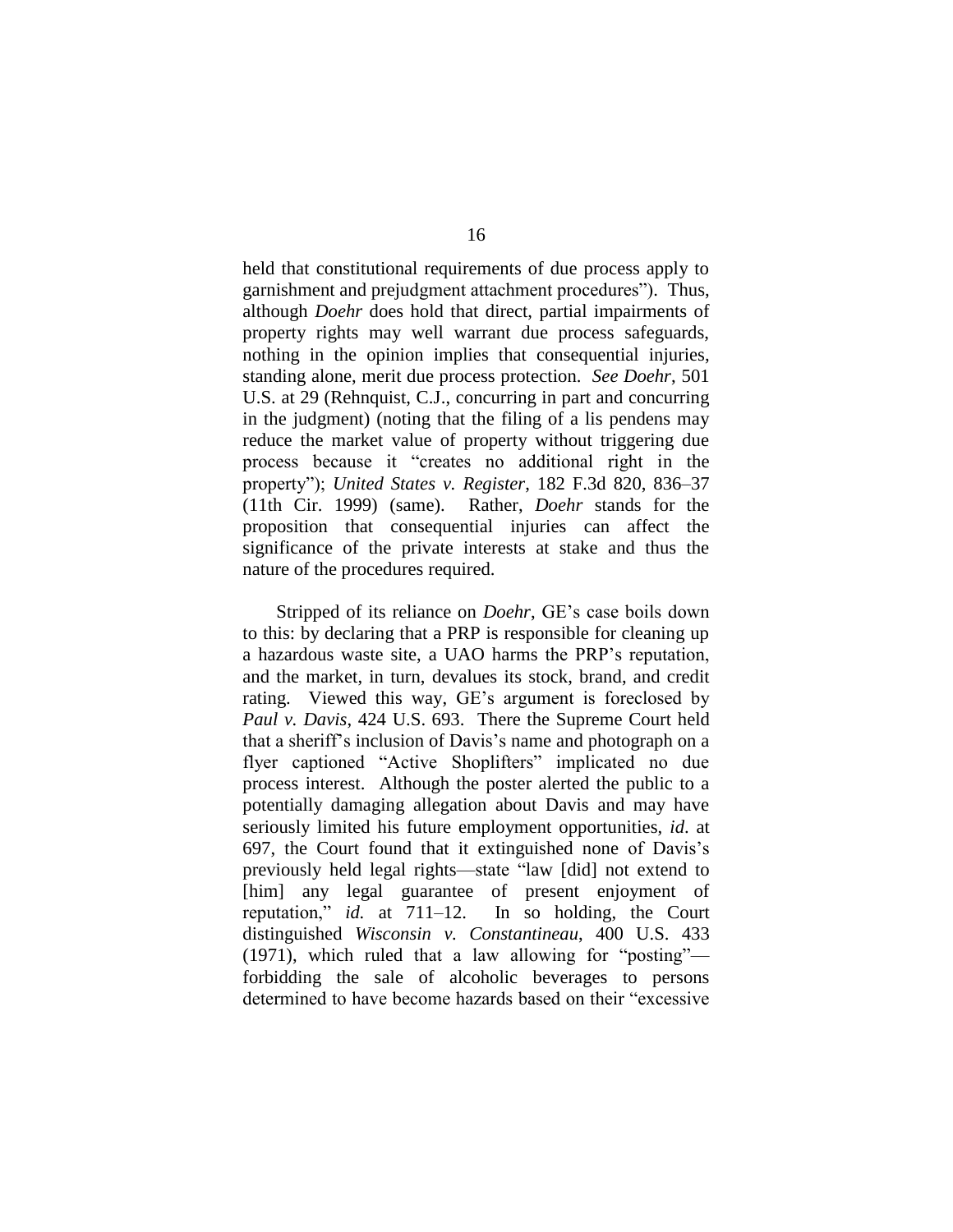held that constitutional requirements of due process apply to garnishment and prejudgment attachment procedures"). Thus, although *Doehr* does hold that direct, partial impairments of property rights may well warrant due process safeguards, nothing in the opinion implies that consequential injuries, standing alone, merit due process protection. *See Doehr*, 501 U.S. at 29 (Rehnquist, C.J., concurring in part and concurring in the judgment) (noting that the filing of a lis pendens may reduce the market value of property without triggering due process because it "creates no additional right in the property"); *United States v. Register*, 182 F.3d 820, 836–37 (11th Cir. 1999) (same). Rather, *Doehr* stands for the proposition that consequential injuries can affect the significance of the private interests at stake and thus the nature of the procedures required.

Stripped of its reliance on *Doehr*, GE's case boils down to this: by declaring that a PRP is responsible for cleaning up a hazardous waste site, a UAO harms the PRP's reputation, and the market, in turn, devalues its stock, brand, and credit rating. Viewed this way, GE's argument is foreclosed by *Paul v. Davis*, 424 U.S. 693. There the Supreme Court held that a sheriff's inclusion of Davis's name and photograph on a flyer captioned "Active Shoplifters" implicated no due process interest. Although the poster alerted the public to a potentially damaging allegation about Davis and may have seriously limited his future employment opportunities, *id*. at 697, the Court found that it extinguished none of Davis's previously held legal rights—state "law [did] not extend to [him] any legal guarantee of present enjoyment of reputation," *id.* at 711–12. In so holding, the Court distinguished *Wisconsin v. Constantineau*, 400 U.S. 433 (1971), which ruled that a law allowing for "posting"—forbidding the sale of alcoholic beverages to persons determined to have become hazards based on their "excessive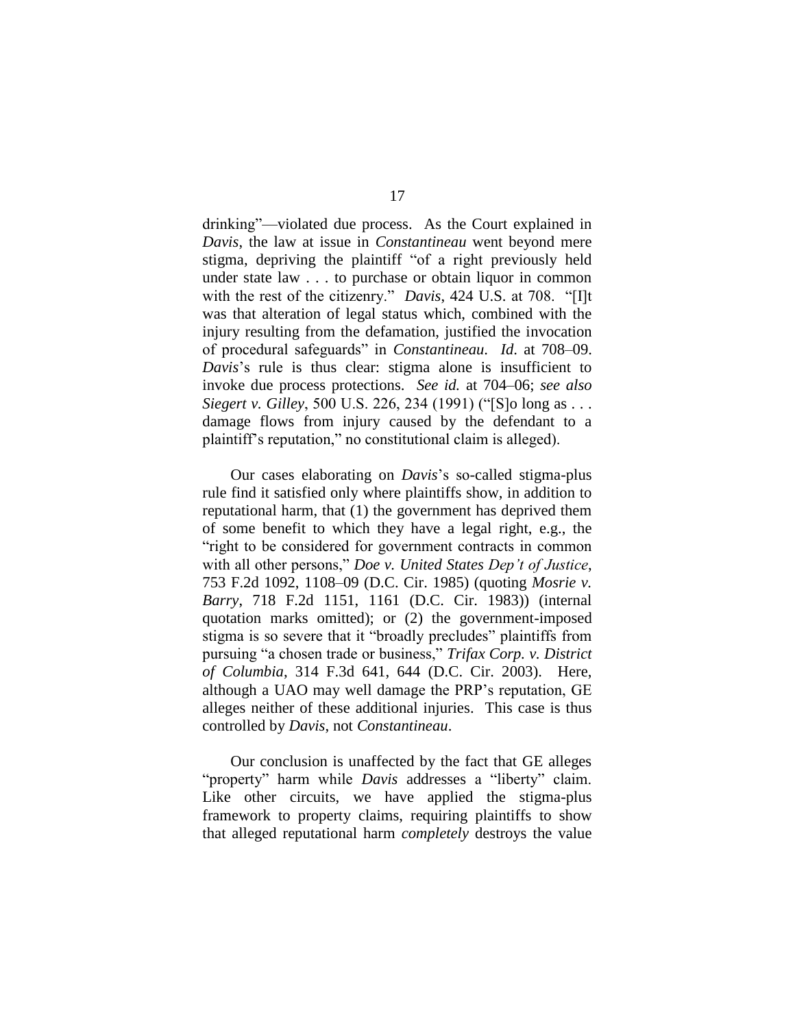drinking"—violated due process. As the Court explained in *Davis*, the law at issue in *Constantineau* went beyond mere stigma, depriving the plaintiff "of a right previously held under state law . . . to purchase or obtain liquor in common with the rest of the citizenry." *Davis*, 424 U.S. at 708. "[I]t was that alteration of legal status which, combined with the injury resulting from the defamation, justified the invocation of procedural safeguards" in *Constantineau*. *Id*. at 708–09. *Davis*'s rule is thus clear: stigma alone is insufficient to invoke due process protections. *See id.* at 704–06; *see also Siegert v. Gilley*, 500 U.S. 226, 234 (1991) ("[S]o long as . . . damage flows from injury caused by the defendant to a plaintiff's reputation," no constitutional claim is alleged).

Our cases elaborating on *Davis*'s so-called stigma-plus rule find it satisfied only where plaintiffs show, in addition to reputational harm, that (1) the government has deprived them of some benefit to which they have a legal right, e.g., the "right to be considered for government contracts in common with all other persons," *Doe v. United States Dep't of Justice*, 753 F.2d 1092, 1108–09 (D.C. Cir. 1985) (quoting *Mosrie v. Barry*, 718 F.2d 1151, 1161 (D.C. Cir. 1983)) (internal quotation marks omitted); or (2) the government-imposed stigma is so severe that it "broadly precludes" plaintiffs from pursuing "a chosen trade or business," *Trifax Corp. v. District of Columbia*, 314 F.3d 641, 644 (D.C. Cir. 2003). Here, although a UAO may well damage the PRP's reputation, GE alleges neither of these additional injuries. This case is thus controlled by *Davis*, not *Constantineau*.

Our conclusion is unaffected by the fact that GE alleges "property" harm while *Davis* addresses a "liberty" claim. Like other circuits, we have applied the stigma-plus framework to property claims, requiring plaintiffs to show that alleged reputational harm *completely* destroys the value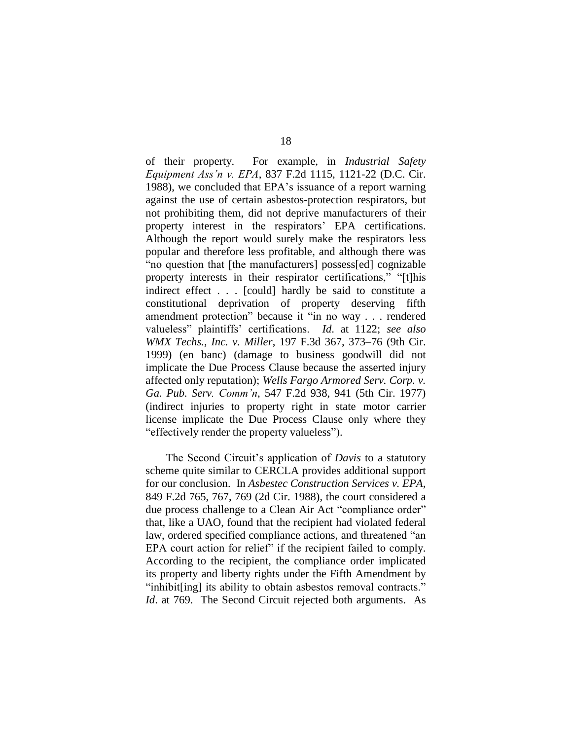of their property. For example, in *Industrial Safety Equipment Ass'n v. EPA*, 837 F.2d 1115, 1121-22 (D.C. Cir. 1988), we concluded that EPA's issuance of a report warning against the use of certain asbestos-protection respirators, but not prohibiting them, did not deprive manufacturers of their property interest in the respirators' EPA certifications. Although the report would surely make the respirators less popular and therefore less profitable, and although there was "no question that [the manufacturers] possess[ed] cognizable property interests in their respirator certifications," "[t]his indirect effect . . . [could] hardly be said to constitute a constitutional deprivation of property deserving fifth amendment protection" because it "in no way . . . rendered valueless" plaintiffs' certifications. *Id.* at 1122; *see also WMX Techs., Inc. v. Miller*, 197 F.3d 367, 373–76 (9th Cir. 1999) (en banc) (damage to business goodwill did not implicate the Due Process Clause because the asserted injury affected only reputation); *Wells Fargo Armored Serv. Corp. v. Ga. Pub. Serv. Comm'n*, 547 F.2d 938, 941 (5th Cir. 1977) (indirect injuries to property right in state motor carrier license implicate the Due Process Clause only where they "effectively render the property valueless").

The Second Circuit's application of *Davis* to a statutory scheme quite similar to CERCLA provides additional support for our conclusion. In *Asbestec Construction Services v. EPA*, 849 F.2d 765, 767, 769 (2d Cir. 1988), the court considered a due process challenge to a Clean Air Act "compliance order" that, like a UAO, found that the recipient had violated federal law, ordered specified compliance actions, and threatened "an EPA court action for relief" if the recipient failed to comply. According to the recipient, the compliance order implicated its property and liberty rights under the Fifth Amendment by "inhibit[ing] its ability to obtain asbestos removal contracts." *Id*. at 769. The Second Circuit rejected both arguments. As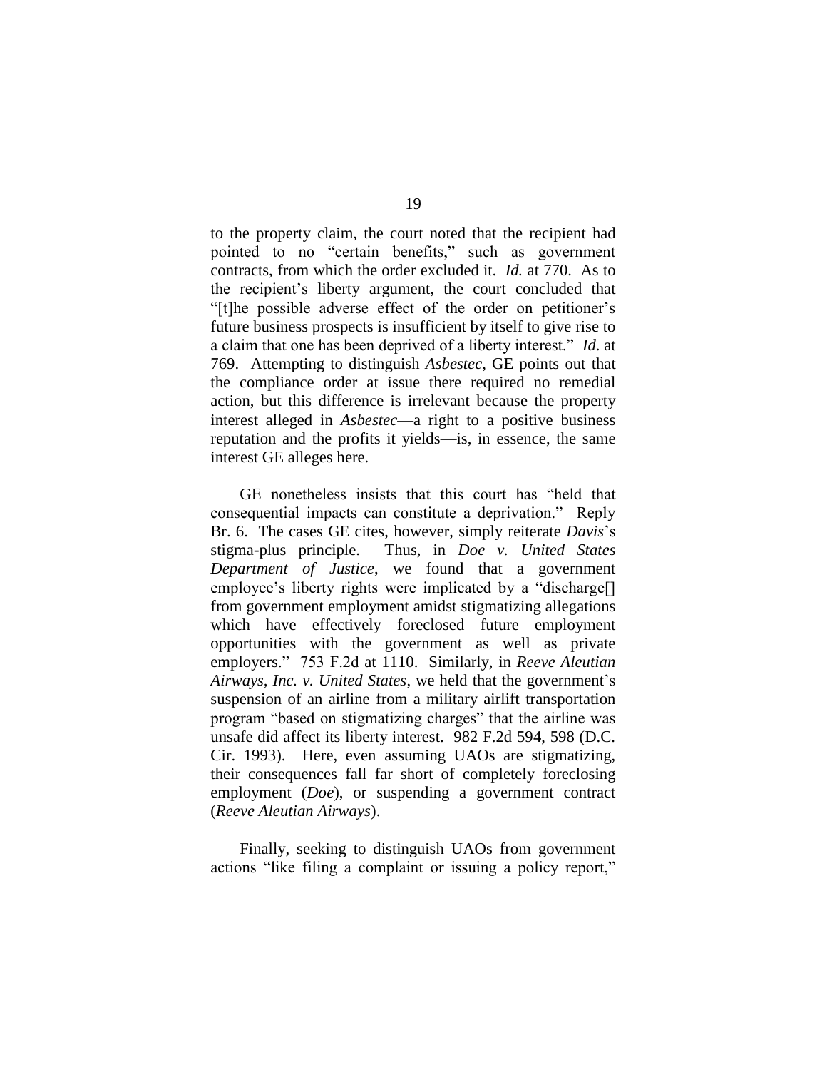to the property claim, the court noted that the recipient had pointed to no "certain benefits," such as government contracts, from which the order excluded it. *Id.* at 770. As to the recipient's liberty argument, the court concluded that "[t]he possible adverse effect of the order on petitioner's future business prospects is insufficient by itself to give rise to a claim that one has been deprived of a liberty interest." *Id*. at 769. Attempting to distinguish *Asbestec*, GE points out that the compliance order at issue there required no remedial action, but this difference is irrelevant because the property interest alleged in *Asbestec*—a right to a positive business reputation and the profits it yields—is, in essence, the same interest GE alleges here.

GE nonetheless insists that this court has "held that consequential impacts can constitute a deprivation." Reply Br. 6. The cases GE cites, however, simply reiterate *Davis*'s stigma-plus principle. Thus, in *Doe v. United States Department of Justice*, we found that a government employee's liberty rights were implicated by a "discharge[] from government employment amidst stigmatizing allegations which have effectively foreclosed future employment opportunities with the government as well as private employers." 753 F.2d at 1110. Similarly, in *Reeve Aleutian Airways, Inc. v. United States*, we held that the government's suspension of an airline from a military airlift transportation program "based on stigmatizing charges" that the airline was unsafe did affect its liberty interest. 982 F.2d 594, 598 (D.C. Cir. 1993). Here, even assuming UAOs are stigmatizing, their consequences fall far short of completely foreclosing employment (*Doe*), or suspending a government contract (*Reeve Aleutian Airways*).

Finally, seeking to distinguish UAOs from government actions "like filing a complaint or issuing a policy report,"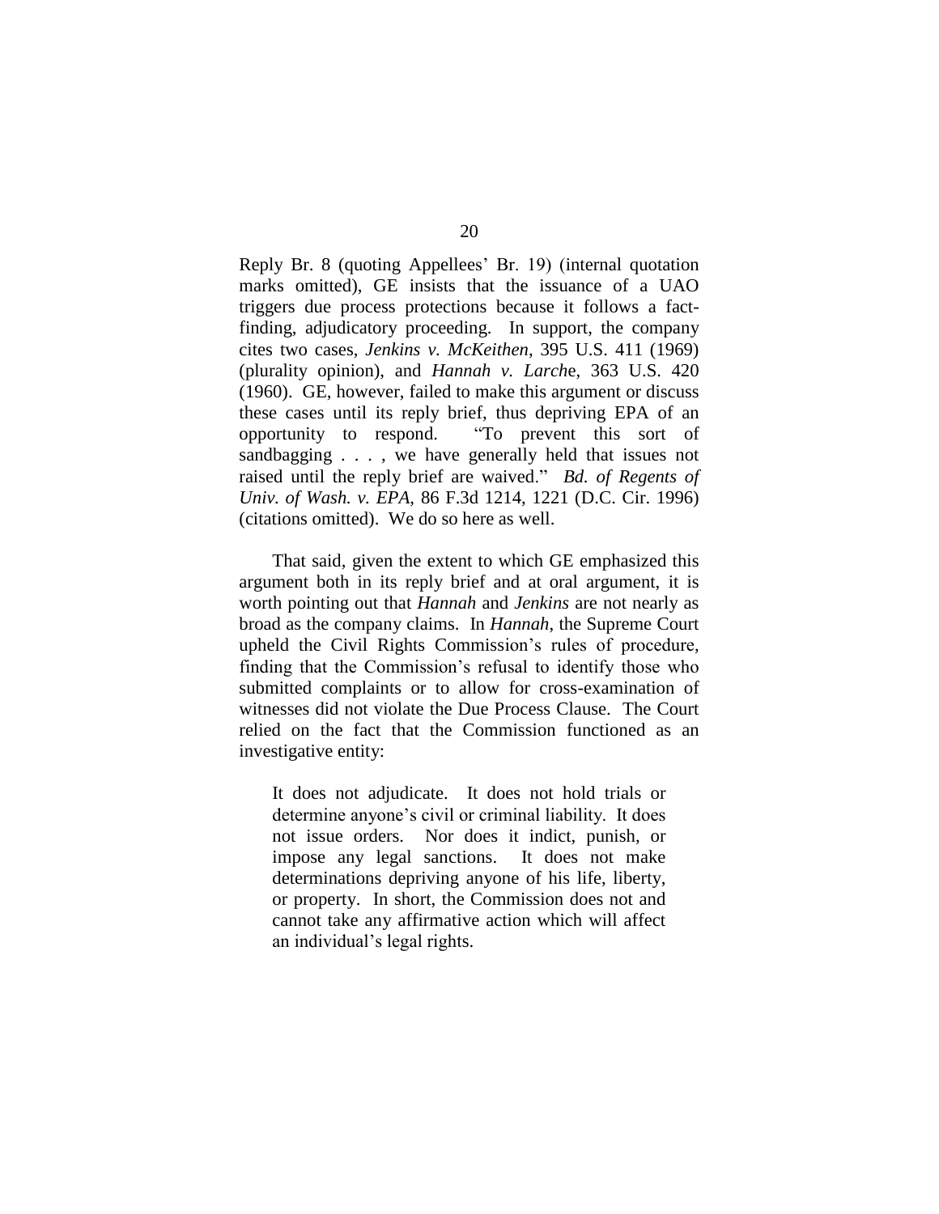Reply Br. 8 (quoting Appellees' Br. 19) (internal quotation marks omitted), GE insists that the issuance of a UAO triggers due process protections because it follows a fact-finding, adjudicatory proceeding. In support, the company cites two cases, *Jenkins v. McKeithen*, 395 U.S. 411 (1969) (plurality opinion), and *Hannah v. Larche*, 363 U.S. 420 (1960). GE, however, failed to make this argument or discuss these cases until its reply brief, thus depriving EPA of an opportunity to respond. "To prevent this sort of sandbagging . . . , we have generally held that issues not raised until the reply brief are waived." *Bd. of Regents of Univ. of Wash. v. EPA*, 86 F.3d 1214, 1221 (D.C. Cir. 1996) (citations omitted). We do so here as well.

That said, given the extent to which GE emphasized this argument both in its reply brief and at oral argument, it is worth pointing out that *Hannah* and *Jenkins* are not nearly as broad as the company claims. In *Hannah*, the Supreme Court upheld the Civil Rights Commission's rules of procedure, finding that the Commission's refusal to identify those who submitted complaints or to allow for cross-examination of witnesses did not violate the Due Process Clause. The Court relied on the fact that the Commission functioned as an investigative entity:

> It does not adjudicate. It does not hold trials or determine anyone's civil or criminal liability. It does not issue orders. Nor does it indict, punish, or impose any legal sanctions. It does not make determinations depriving anyone of his life, liberty, or property. In short, the Commission does not and cannot take any affirmative action which will affect an individual's legal rights.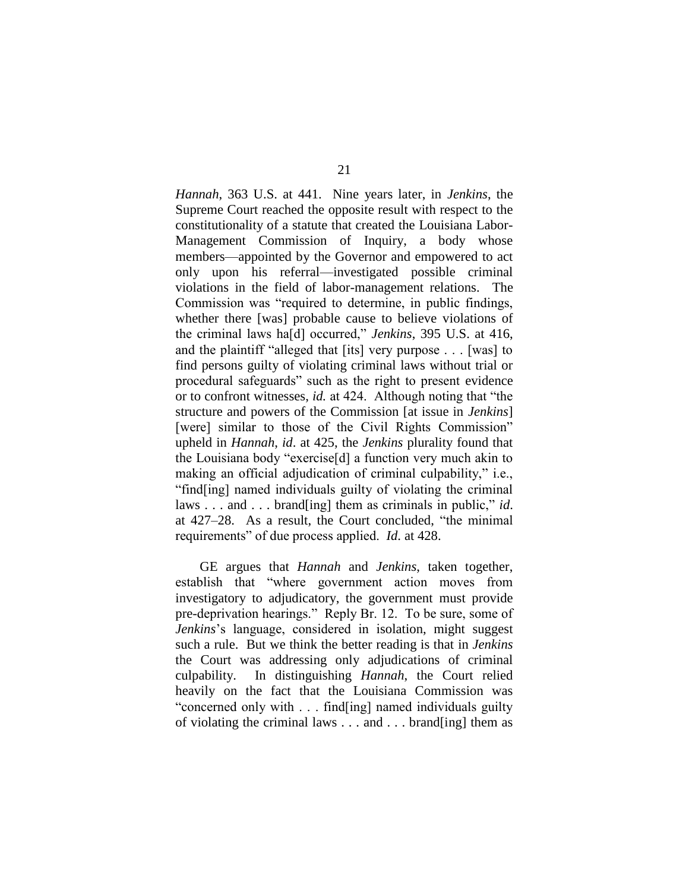*Hannah*, 363 U.S. at 441. Nine years later, in *Jenkins*, the Supreme Court reached the opposite result with respect to the constitutionality of a statute that created the Louisiana Labor-Management Commission of Inquiry, a body whose members—appointed by the Governor and empowered to act only upon his referral—investigated possible criminal violations in the field of labor-management relations. The Commission was "required to determine, in public findings, whether there [was] probable cause to believe violations of the criminal laws ha[d] occurred," *Jenkins*, 395 U.S. at 416, and the plaintiff "alleged that [its] very purpose . . . [was] to find persons guilty of violating criminal laws without trial or procedural safeguards" such as the right to present evidence or to confront witnesses, *id.* at 424. Although noting that "the structure and powers of the Commission [at issue in *Jenkins*] [were] similar to those of the Civil Rights Commission" upheld in *Hannah*, *id*. at 425, the *Jenkins* plurality found that the Louisiana body "exercise[d] a function very much akin to making an official adjudication of criminal culpability," i.e., "find[ing] named individuals guilty of violating the criminal laws . . . and . . . brand[ing] them as criminals in public," *id*. at 427–28. As a result, the Court concluded, "the minimal requirements" of due process applied. *Id.* at 428.

GE argues that *Hannah* and *Jenkins*, taken together, establish that "where government action moves from investigatory to adjudicatory, the government must provide pre-deprivation hearings." Reply Br. 12. To be sure, some of *Jenkins*'s language, considered in isolation, might suggest such a rule. But we think the better reading is that in *Jenkins* the Court was addressing only adjudications of criminal culpability. In distinguishing *Hannah*, the Court relied heavily on the fact that the Louisiana Commission was "concerned only with . . . find[ing] named individuals guilty of violating the criminal laws . . . and . . . brand[ing] them as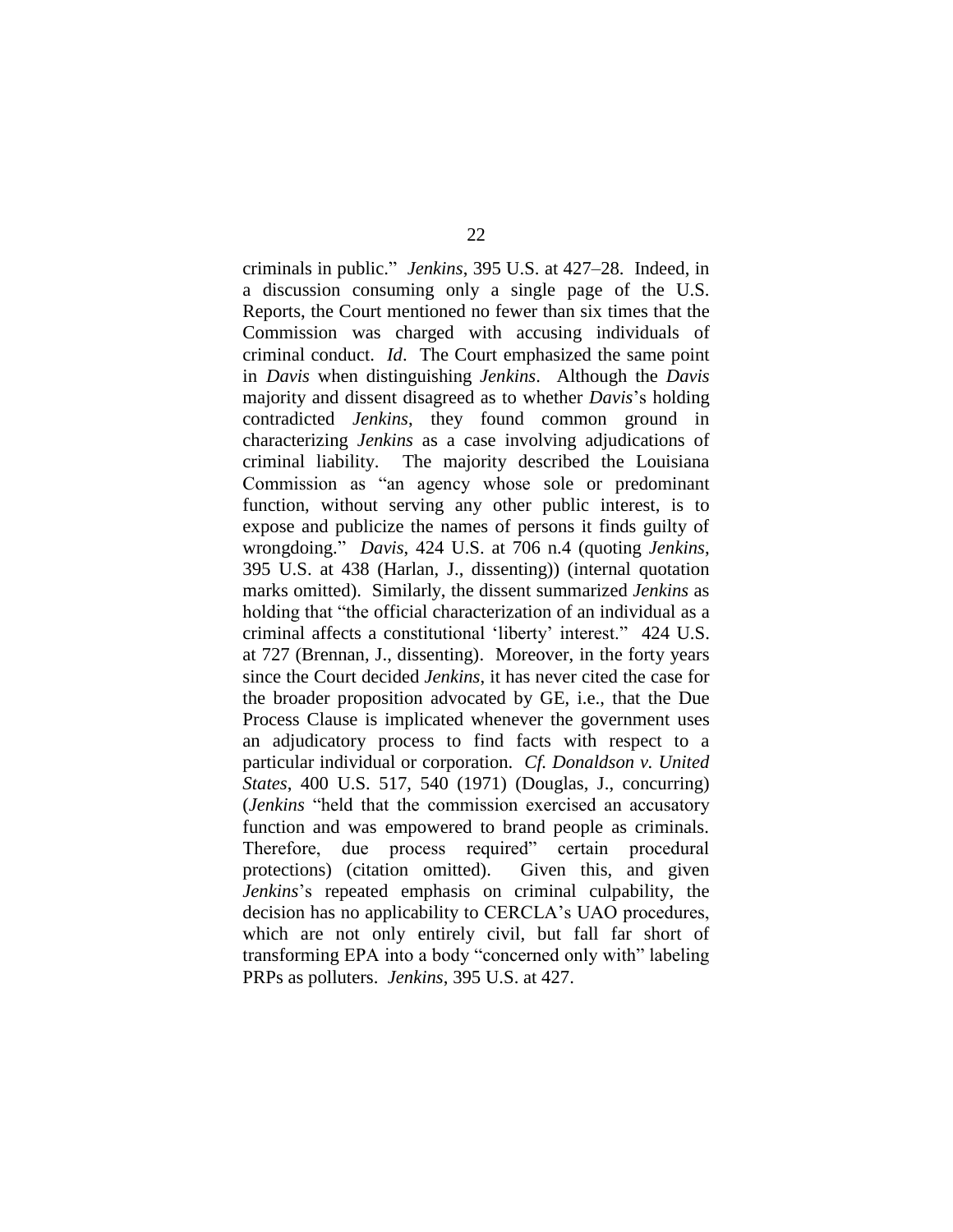criminals in public." *Jenkins*, 395 U.S. at 427–28. Indeed, in a discussion consuming only a single page of the U.S. Reports, the Court mentioned no fewer than six times that the Commission was charged with accusing individuals of criminal conduct. *Id*. The Court emphasized the same point in *Davis* when distinguishing *Jenkins*. Although the *Davis* majority and dissent disagreed as to whether *Davis*'s holding contradicted *Jenkins*, they found common ground in characterizing *Jenkins* as a case involving adjudications of criminal liability. The majority described the Louisiana Commission as "an agency whose sole or predominant function, without serving any other public interest, is to expose and publicize the names of persons it finds guilty of wrongdoing." *Davis*, 424 U.S. at 706 n.4 (quoting *Jenkins*, 395 U.S. at 438 (Harlan, J., dissenting)) (internal quotation marks omitted). Similarly, the dissent summarized *Jenkins* as holding that "the official characterization of an individual as a criminal affects a constitutional 'liberty' interest." 424 U.S. at 727 (Brennan, J., dissenting). Moreover, in the forty years since the Court decided *Jenkins*, it has never cited the case for the broader proposition advocated by GE, i.e., that the Due Process Clause is implicated whenever the government uses an adjudicatory process to find facts with respect to a particular individual or corporation. *Cf. Donaldson v. United States*, 400 U.S. 517, 540 (1971) (Douglas, J., concurring) (*Jenkins* "held that the commission exercised an accusatory function and was empowered to brand people as criminals. Therefore, due process required" certain procedural protections) (citation omitted). Given this, and given *Jenkins*'s repeated emphasis on criminal culpability, the decision has no applicability to CERCLA's UAO procedures, which are not only entirely civil, but fall far short of transforming EPA into a body "concerned only with" labeling PRPs as polluters. *Jenkins*, 395 U.S. at 427.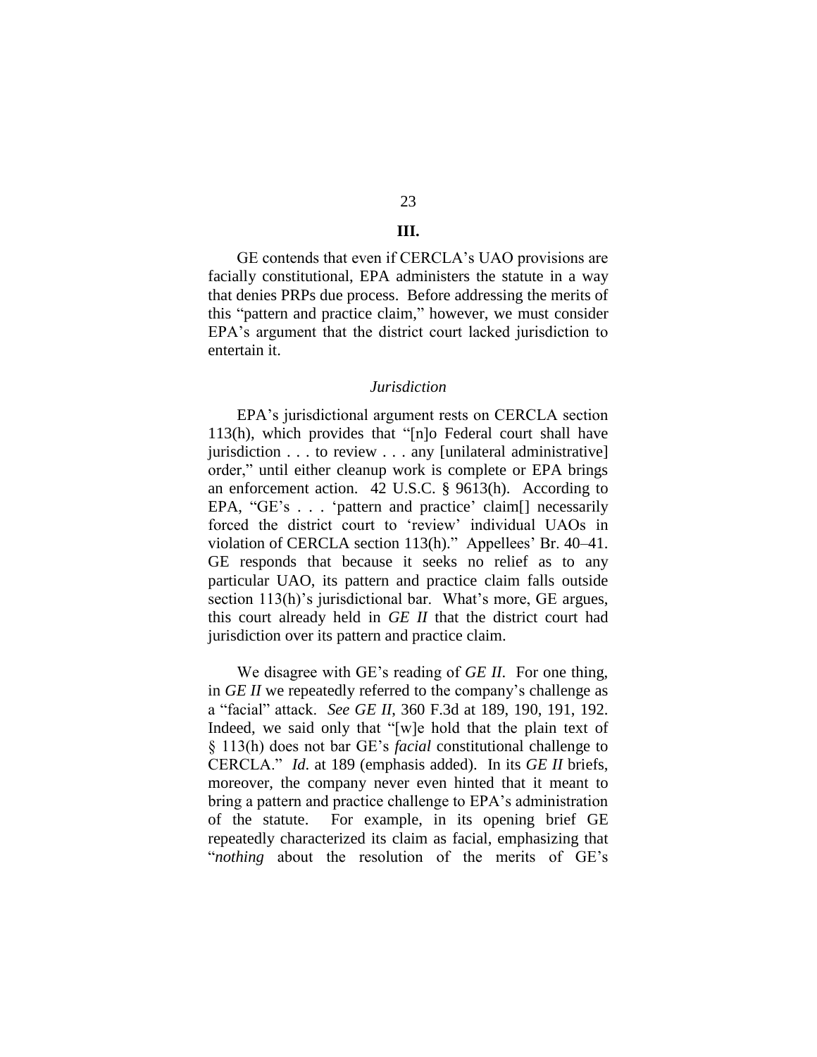## III.

GE contends that even if CERCLA's UAO provisions are facially constitutional, EPA administers the statute in a way that denies PRPs due process. Before addressing the merits of this "pattern and practice claim," however, we must consider EPA's argument that the district court lacked jurisdiction to entertain it.

### *Jurisdiction*

EPA's jurisdictional argument rests on CERCLA section 113(h), which provides that "[n]o Federal court shall have jurisdiction . . . to review . . . any [unilateral administrative] order," until either cleanup work is complete or EPA brings an enforcement action. 42 U.S.C. § 9613(h). According to EPA, "GE's . . . 'pattern and practice' claim[] necessarily forced the district court to 'review' individual UAOs in violation of CERCLA section 113(h)." Appellees' Br. 40–41. GE responds that because it seeks no relief as to any particular UAO, its pattern and practice claim falls outside section 113(h)'s jurisdictional bar. What's more, GE argues, this court already held in *GE II* that the district court had jurisdiction over its pattern and practice claim.

We disagree with GE's reading of *GE II*. For one thing, in *GE II* we repeatedly referred to the company's challenge as a "facial" attack. *See GE II*, 360 F.3d at 189, 190, 191, 192. Indeed, we said only that "[w]e hold that the plain text of § 113(h) does not bar GE's *facial* constitutional challenge to CERCLA." *Id.* at 189 (emphasis added). In its *GE II* briefs, moreover, the company never even hinted that it meant to bring a pattern and practice challenge to EPA's administration of the statute. For example, in its opening brief GE repeatedly characterized its claim as facial, emphasizing that "*nothing* about the resolution of the merits of GE's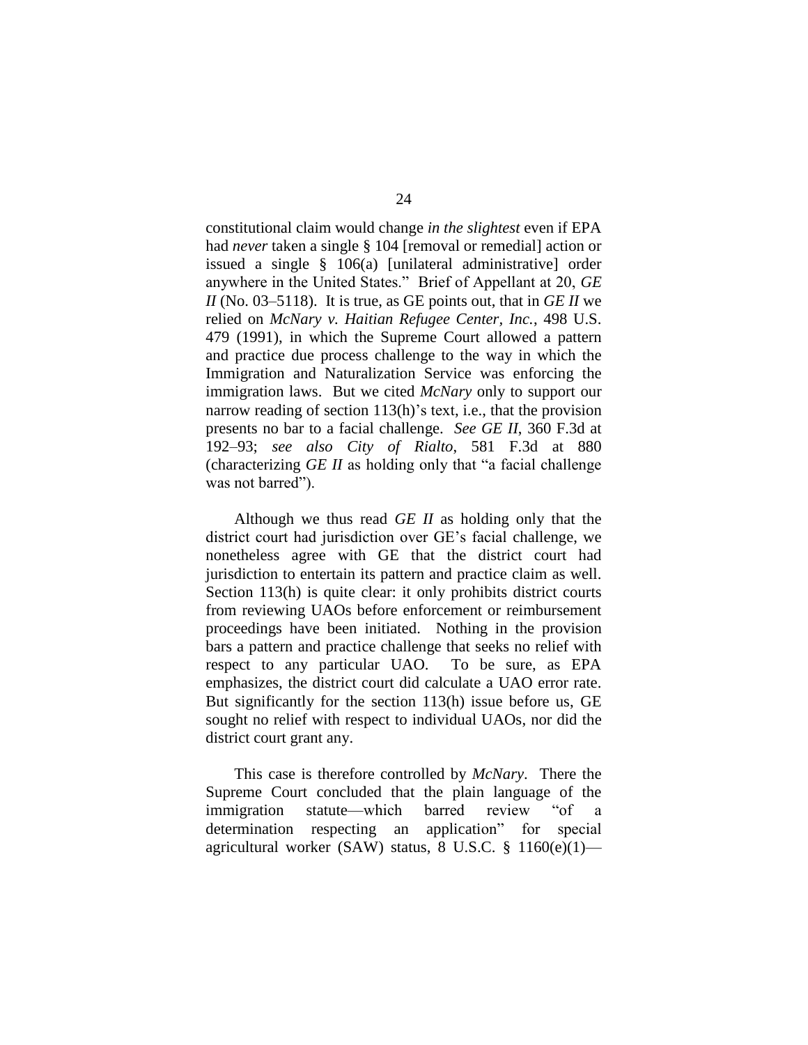constitutional claim would change *in the slightest* even if EPA had *never* taken a single § 104 [removal or remedial] action or issued a single § 106(a) [unilateral administrative] order anywhere in the United States." Brief of Appellant at 20, *GE II* (No. 03–5118). It is true, as GE points out, that in *GE II* we relied on *McNary v. Haitian Refugee Center, Inc.*, 498 U.S. 479 (1991), in which the Supreme Court allowed a pattern and practice due process challenge to the way in which the Immigration and Naturalization Service was enforcing the immigration laws. But we cited *McNary* only to support our narrow reading of section 113(h)'s text, i.e., that the provision presents no bar to a facial challenge. *See GE II*, 360 F.3d at 192–93; *see also City of Rialto*, 581 F.3d at 880 (characterizing *GE II* as holding only that "a facial challenge was not barred").

Although we thus read *GE II* as holding only that the district court had jurisdiction over GE's facial challenge, we nonetheless agree with GE that the district court had jurisdiction to entertain its pattern and practice claim as well. Section 113(h) is quite clear: it only prohibits district courts from reviewing UAOs before enforcement or reimbursement proceedings have been initiated. Nothing in the provision bars a pattern and practice challenge that seeks no relief with respect to any particular UAO. To be sure, as EPA emphasizes, the district court did calculate a UAO error rate. But significantly for the section 113(h) issue before us, GE sought no relief with respect to individual UAOs, nor did the district court grant any.

This case is therefore controlled by *McNary*. There the Supreme Court concluded that the plain language of the immigration statute—which barred review "of a determination respecting an application" for special agricultural worker (SAW) status, 8 U.S.C. § 1160(e)(1)—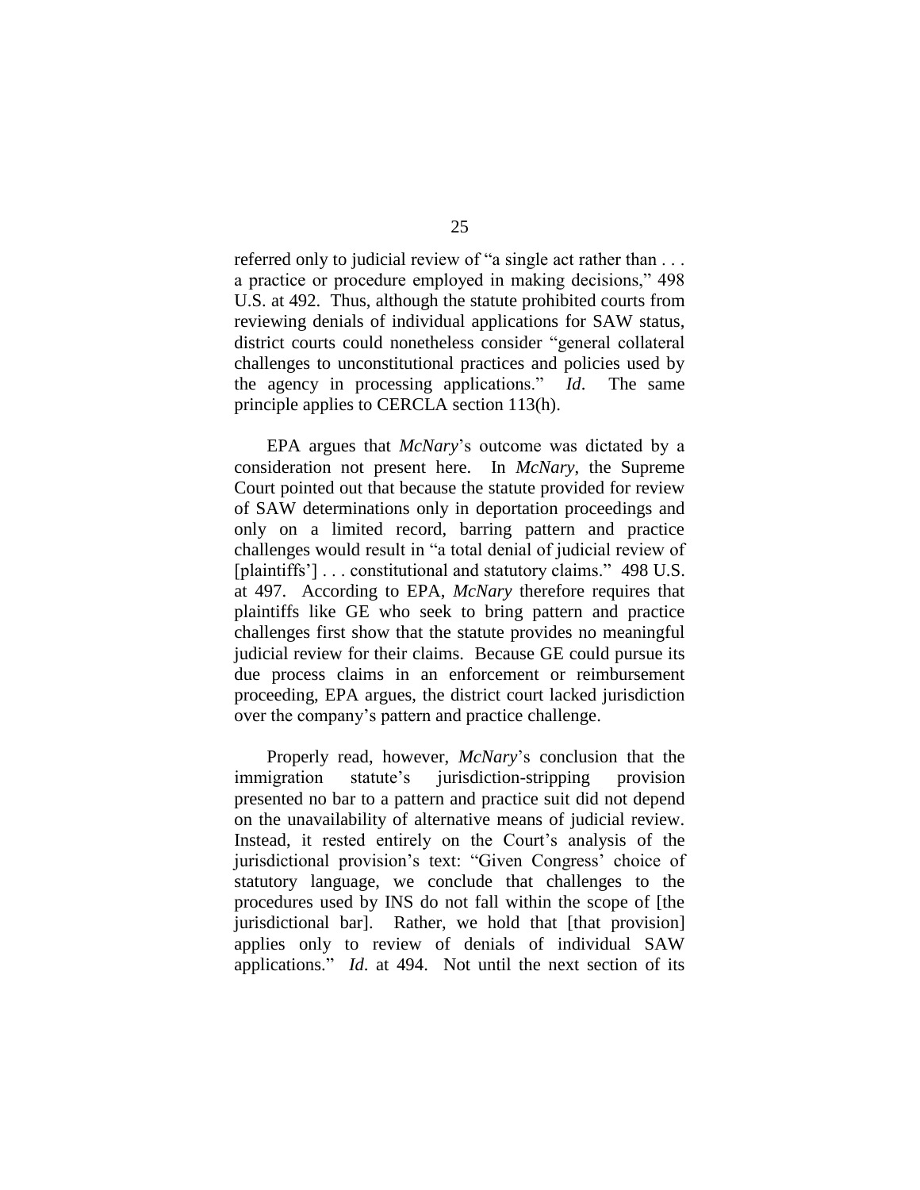referred only to judicial review of "a single act rather than . . . a practice or procedure employed in making decisions," 498 U.S. at 492. Thus, although the statute prohibited courts from reviewing denials of individual applications for SAW status, district courts could nonetheless consider "general collateral challenges to unconstitutional practices and policies used by the agency in processing applications." *Id*. The same principle applies to CERCLA section 113(h).

EPA argues that *McNary*'s outcome was dictated by a consideration not present here. In *McNary*, the Supreme Court pointed out that because the statute provided for review of SAW determinations only in deportation proceedings and only on a limited record, barring pattern and practice challenges would result in "a total denial of judicial review of [plaintiffs'] . . . constitutional and statutory claims." 498 U.S. at 497. According to EPA, *McNary* therefore requires that plaintiffs like GE who seek to bring pattern and practice challenges first show that the statute provides no meaningful judicial review for their claims. Because GE could pursue its due process claims in an enforcement or reimbursement proceeding, EPA argues, the district court lacked jurisdiction over the company's pattern and practice challenge.

Properly read, however, *McNary*'s conclusion that the immigration statute's jurisdiction-stripping provision presented no bar to a pattern and practice suit did not depend on the unavailability of alternative means of judicial review. Instead, it rested entirely on the Court's analysis of the jurisdictional provision's text: "Given Congress' choice of statutory language, we conclude that challenges to the procedures used by INS do not fall within the scope of [the jurisdictional bar]. Rather, we hold that [that provision] applies only to review of denials of individual SAW applications." *Id*. at 494. Not until the next section of its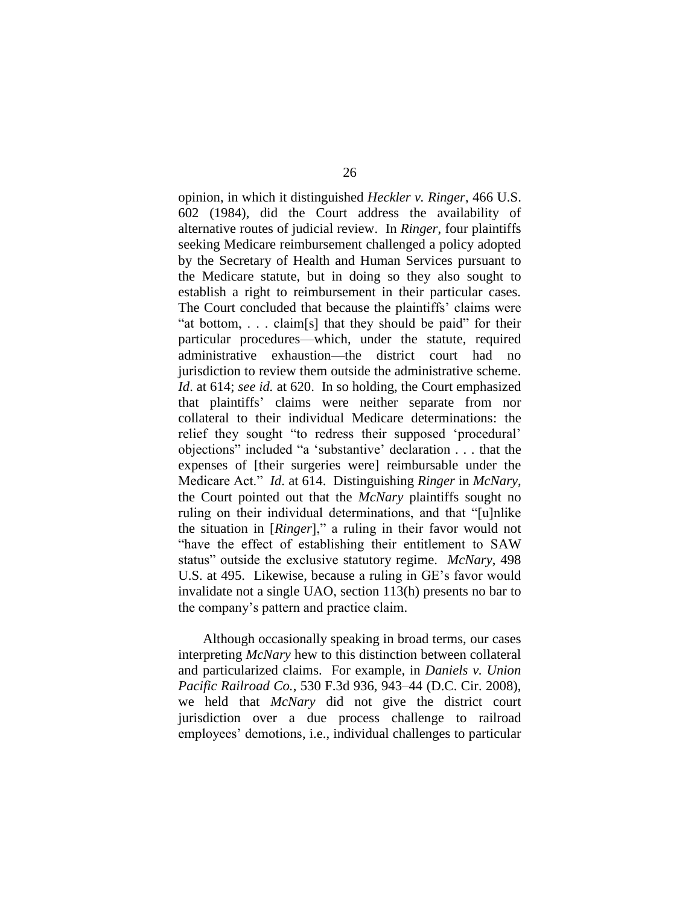opinion, in which it distinguished *Heckler v. Ringer*, 466 U.S. 602 (1984), did the Court address the availability of alternative routes of judicial review. In *Ringer*, four plaintiffs seeking Medicare reimbursement challenged a policy adopted by the Secretary of Health and Human Services pursuant to the Medicare statute, but in doing so they also sought to establish a right to reimbursement in their particular cases. The Court concluded that because the plaintiffs' claims were "at bottom, . . . claim[s] that they should be paid" for their particular procedures—which, under the statute, required administrative exhaustion—the district court had no jurisdiction to review them outside the administrative scheme. *Id*. at 614; *see id.* at 620. In so holding, the Court emphasized that plaintiffs' claims were neither separate from nor collateral to their individual Medicare determinations: the relief they sought "to redress their supposed 'procedural' objections" included "a 'substantive' declaration . . . that the expenses of [their surgeries were] reimbursable under the Medicare Act." *Id*. at 614. Distinguishing *Ringer* in *McNary*, the Court pointed out that the *McNary* plaintiffs sought no ruling on their individual determinations, and that "[u]nlike the situation in [*Ringer*]," a ruling in their favor would not "have the effect of establishing their entitlement to SAW status" outside the exclusive statutory regime. *McNary*, 498 U.S. at 495. Likewise, because a ruling in GE's favor would invalidate not a single UAO, section 113(h) presents no bar to the company's pattern and practice claim.

Although occasionally speaking in broad terms, our cases interpreting *McNary* hew to this distinction between collateral and particularized claims. For example, in *Daniels v. Union Pacific Railroad Co.*, 530 F.3d 936, 943–44 (D.C. Cir. 2008), we held that *McNary* did not give the district court jurisdiction over a due process challenge to railroad employees' demotions, i.e., individual challenges to particular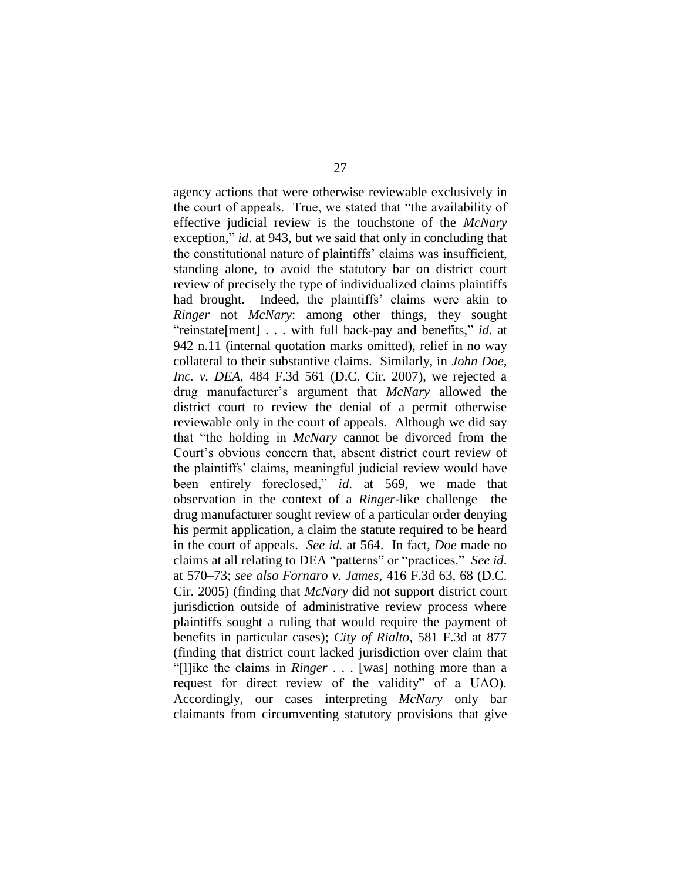agency actions that were otherwise reviewable exclusively in the court of appeals. True, we stated that "the availability of effective judicial review is the touchstone of the *McNary* exception," *id*. at 943, but we said that only in concluding that the constitutional nature of plaintiffs' claims was insufficient, standing alone, to avoid the statutory bar on district court review of precisely the type of individualized claims plaintiffs had brought. Indeed, the plaintiffs' claims were akin to *Ringer* not *McNary*: among other things, they sought "reinstate[ment] . . . with full back-pay and benefits," *id*. at 942 n.11 (internal quotation marks omitted), relief in no way collateral to their substantive claims. Similarly, in *John Doe, Inc. v. DEA*, 484 F.3d 561 (D.C. Cir. 2007), we rejected a drug manufacturer's argument that *McNary* allowed the district court to review the denial of a permit otherwise reviewable only in the court of appeals. Although we did say that "the holding in *McNary* cannot be divorced from the Court's obvious concern that, absent district court review of the plaintiffs' claims, meaningful judicial review would have been entirely foreclosed," *id*. at 569, we made that observation in the context of a *Ringer*-like challenge—the drug manufacturer sought review of a particular order denying his permit application, a claim the statute required to be heard in the court of appeals. *See id.* at 564. In fact, *Doe* made no claims at all relating to DEA "patterns" or "practices." *See id*. at 570–73; *see also Fornaro v. James*, 416 F.3d 63, 68 (D.C. Cir. 2005) (finding that *McNary* did not support district court jurisdiction outside of administrative review process where plaintiffs sought a ruling that would require the payment of benefits in particular cases); *City of Rialto*, 581 F.3d at 877 (finding that district court lacked jurisdiction over claim that "[l]ike the claims in *Ringer* . . . [was] nothing more than a request for direct review of the validity" of a UAO). Accordingly, our cases interpreting *McNary* only bar claimants from circumventing statutory provisions that give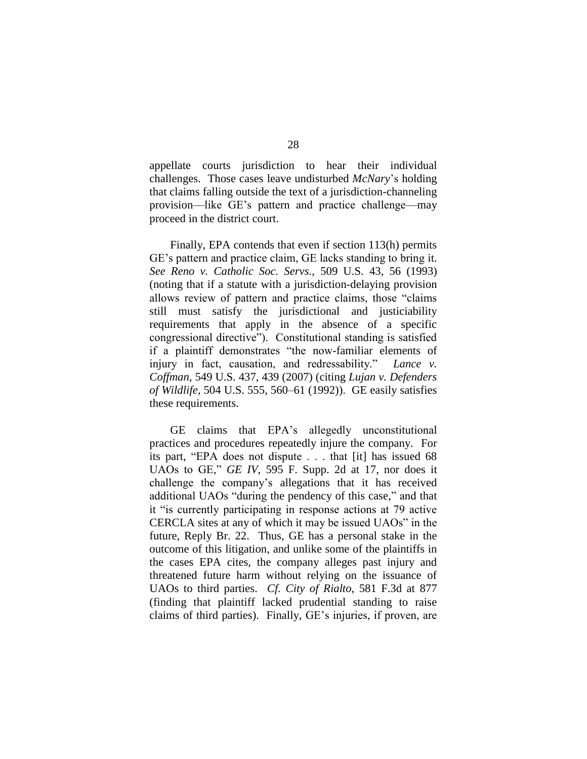appellate courts jurisdiction to hear their individual challenges. Those cases leave undisturbed *McNary*'s holding that claims falling outside the text of a jurisdiction-channeling provision—like GE's pattern and practice challenge—may proceed in the district court.

Finally, EPA contends that even if section 113(h) permits GE's pattern and practice claim, GE lacks standing to bring it. *See Reno v. Catholic Soc. Servs.*, 509 U.S. 43, 56 (1993) (noting that if a statute with a jurisdiction-delaying provision allows review of pattern and practice claims, those "claims still must satisfy the jurisdictional and justiciability requirements that apply in the absence of a specific congressional directive"). Constitutional standing is satisfied if a plaintiff demonstrates "the now-familiar elements of injury in fact, causation, and redressability." *Lance v. Coffman*, 549 U.S. 437, 439 (2007) (citing *Lujan v. Defenders of Wildlife*, 504 U.S. 555, 560–61 (1992)). GE easily satisfies these requirements.

GE claims that EPA's allegedly unconstitutional practices and procedures repeatedly injure the company. For its part, "EPA does not dispute . . . that [it] has issued 68 UAOs to GE," *GE IV*, 595 F. Supp. 2d at 17, nor does it challenge the company's allegations that it has received additional UAOs "during the pendency of this case," and that it "is currently participating in response actions at 79 active CERCLA sites at any of which it may be issued UAOs" in the future, Reply Br. 22. Thus, GE has a personal stake in the outcome of this litigation, and unlike some of the plaintiffs in the cases EPA cites, the company alleges past injury and threatened future harm without relying on the issuance of UAOs to third parties. *Cf. City of Rialto*, 581 F.3d at 877 (finding that plaintiff lacked prudential standing to raise claims of third parties). Finally, GE's injuries, if proven, are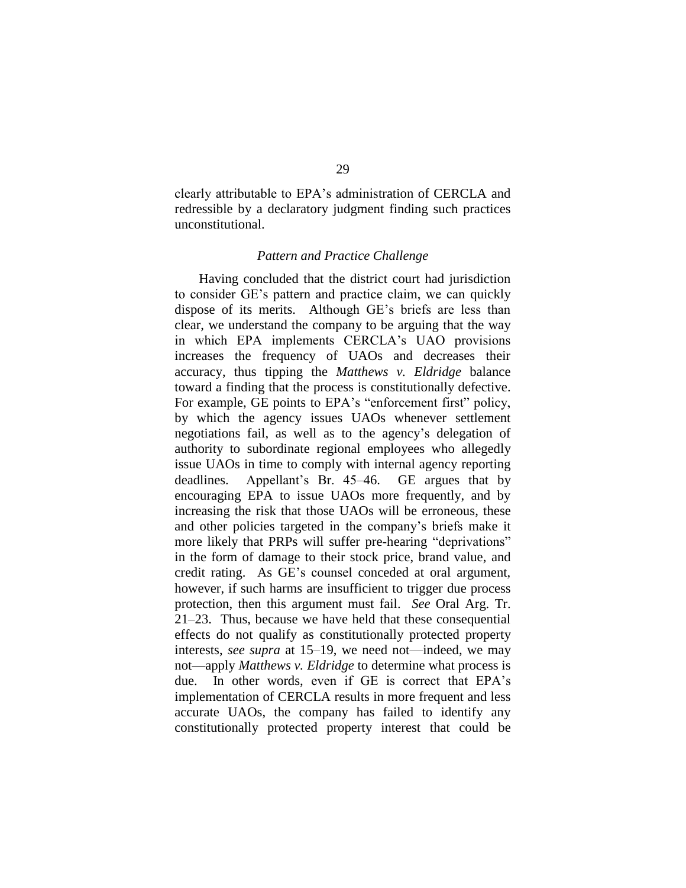clearly attributable to EPA's administration of CERCLA and redressible by a declaratory judgment finding such practices unconstitutional.

### *Pattern and Practice Challenge*

Having concluded that the district court had jurisdiction to consider GE's pattern and practice claim, we can quickly dispose of its merits. Although GE's briefs are less than clear, we understand the company to be arguing that the way in which EPA implements CERCLA's UAO provisions increases the frequency of UAOs and decreases their accuracy, thus tipping the *Matthews v. Eldridge* balance toward a finding that the process is constitutionally defective. For example, GE points to EPA's "enforcement first" policy, by which the agency issues UAOs whenever settlement negotiations fail, as well as to the agency's delegation of authority to subordinate regional employees who allegedly issue UAOs in time to comply with internal agency reporting deadlines. Appellant's Br. 45–46. GE argues that by encouraging EPA to issue UAOs more frequently, and by increasing the risk that those UAOs will be erroneous, these and other policies targeted in the company's briefs make it more likely that PRPs will suffer pre-hearing "deprivations" in the form of damage to their stock price, brand value, and credit rating. As GE's counsel conceded at oral argument, however, if such harms are insufficient to trigger due process protection, then this argument must fail. *See* Oral Arg. Tr. 21–23. Thus, because we have held that these consequential effects do not qualify as constitutionally protected property interests, *see supra* at 15–19, we need not—indeed, we may not—apply *Matthews v. Eldridge* to determine what process is due. In other words, even if GE is correct that EPA's implementation of CERCLA results in more frequent and less accurate UAOs, the company has failed to identify any constitutionally protected property interest that could be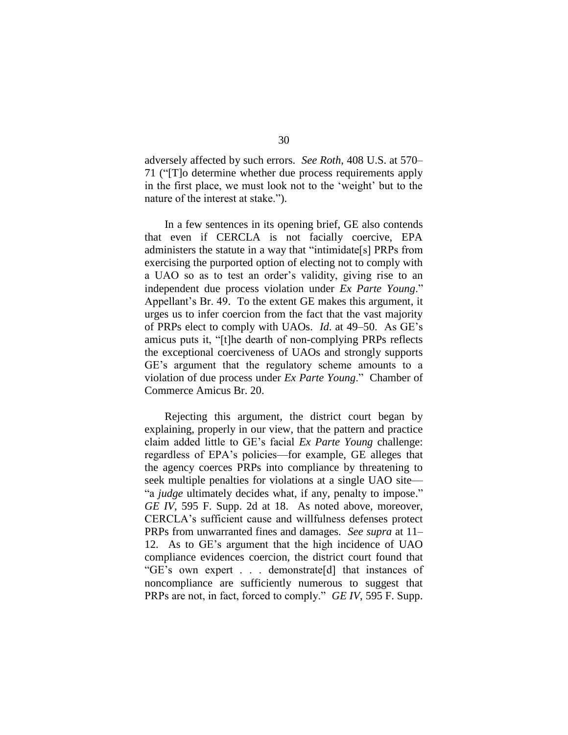adversely affected by such errors. *See Roth*, 408 U.S. at 570–71 ("[T]o determine whether due process requirements apply in the first place, we must look not to the 'weight' but to the nature of the interest at stake.").

In a few sentences in its opening brief, GE also contends that even if CERCLA is not facially coercive, EPA administers the statute in a way that "intimidate[s] PRPs from exercising the purported option of electing not to comply with a UAO so as to test an order's validity, giving rise to an independent due process violation under *Ex Parte Young*." Appellant's Br. 49. To the extent GE makes this argument, it urges us to infer coercion from the fact that the vast majority of PRPs elect to comply with UAOs. *Id*. at 49–50. As GE's amicus puts it, "[t]he dearth of non-complying PRPs reflects the exceptional coerciveness of UAOs and strongly supports GE's argument that the regulatory scheme amounts to a violation of due process under *Ex Parte Young*." Chamber of Commerce Amicus Br. 20.

Rejecting this argument, the district court began by explaining, properly in our view, that the pattern and practice claim added little to GE's facial *Ex Parte Young* challenge: regardless of EPA's policies—for example, GE alleges that the agency coerces PRPs into compliance by threatening to seek multiple penalties for violations at a single UAO site—"a *judge* ultimately decides what, if any, penalty to impose." *GE IV*, 595 F. Supp. 2d at 18. As noted above, moreover, CERCLA's sufficient cause and willfulness defenses protect PRPs from unwarranted fines and damages. *See supra* at 11–12. As to GE's argument that the high incidence of UAO compliance evidences coercion, the district court found that "GE's own expert . . . demonstrate[d] that instances of noncompliance are sufficiently numerous to suggest that PRPs are not, in fact, forced to comply." *GE IV*, 595 F. Supp.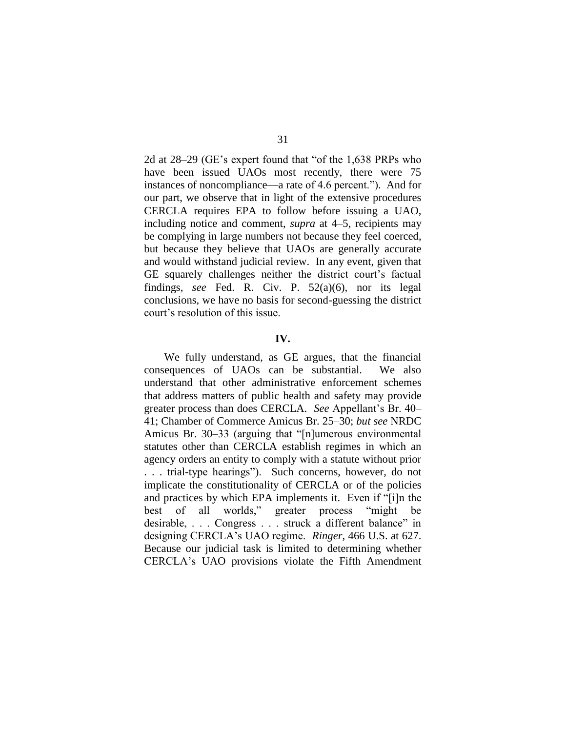2d at 28–29 (GE's expert found that "of the 1,638 PRPs who have been issued UAOs most recently, there were 75 instances of noncompliance—a rate of 4.6 percent."). And for our part, we observe that in light of the extensive procedures CERCLA requires EPA to follow before issuing a UAO, including notice and comment, *supra* at 4–5, recipients may be complying in large numbers not because they feel coerced, but because they believe that UAOs are generally accurate and would withstand judicial review. In any event, given that GE squarely challenges neither the district court's factual findings, *see* Fed. R. Civ. P. 52(a)(6), nor its legal conclusions, we have no basis for second-guessing the district court's resolution of this issue.

**IV.**

We fully understand, as GE argues, that the financial consequences of UAOs can be substantial. We also understand that other administrative enforcement schemes that address matters of public health and safety may provide greater process than does CERCLA. *See* Appellant's Br. 40–41; Chamber of Commerce Amicus Br. 25–30; *but see* NRDC Amicus Br. 30–33 (arguing that "[n]umerous environmental statutes other than CERCLA establish regimes in which an agency orders an entity to comply with a statute without prior . . . trial-type hearings"). Such concerns, however, do not implicate the constitutionality of CERCLA or of the policies and practices by which EPA implements it. Even if "[i]n the best of all worlds," greater process "might be desirable, . . . Congress . . . struck a different balance" in designing CERCLA's UAO regime. *Ringer*, 466 U.S. at 627. Because our judicial task is limited to determining whether CERCLA's UAO provisions violate the Fifth Amendment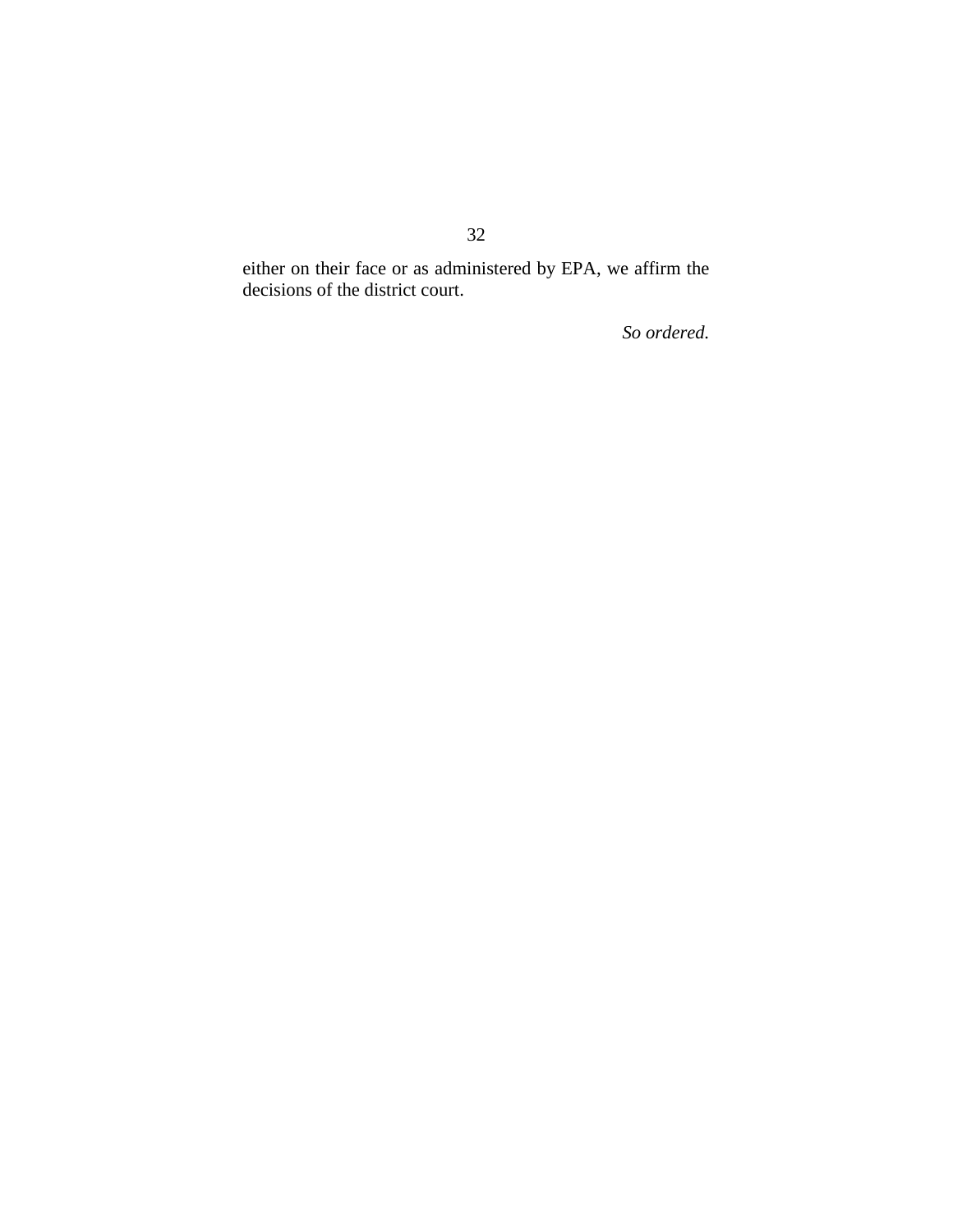either on their face or as administered by EPA, we affirm the decisions of the district court.

*So ordered.*